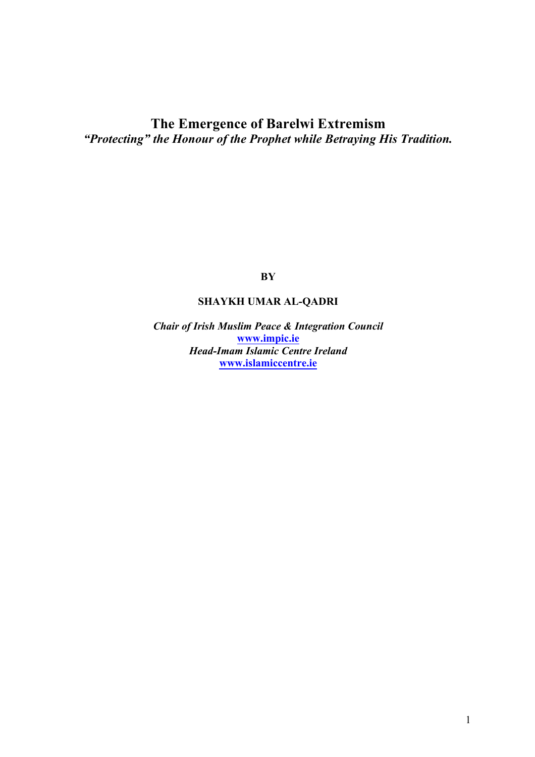# The Emergence of Barelwi Extremism

***"Protecting" the Honour of the Prophet while Betraying His Tradition.***

**BY**

**SHAYKH UMAR AL-QADRI**

***Chair of Irish Muslim Peace & Integration Council***
**www.impic.ie**
***Head-Imam Islamic Centre Ireland***
**www.islamiccentre.ie**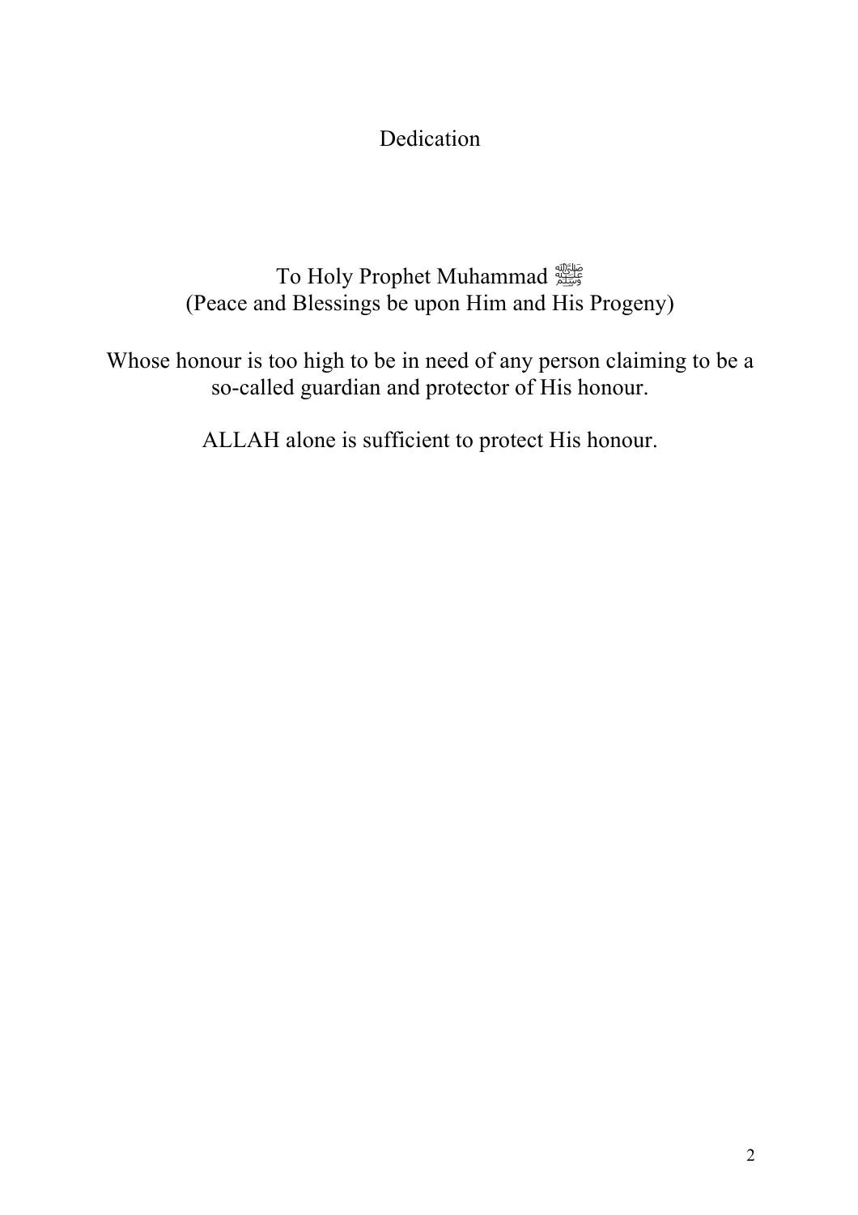# Dedication

To Holy Prophet Muhammad ﷺ
(Peace and Blessings be upon Him and His Progeny)

Whose honour is too high to be in need of any person claiming to be a so-called guardian and protector of His honour.

ALLAH alone is sufficient to protect His honour.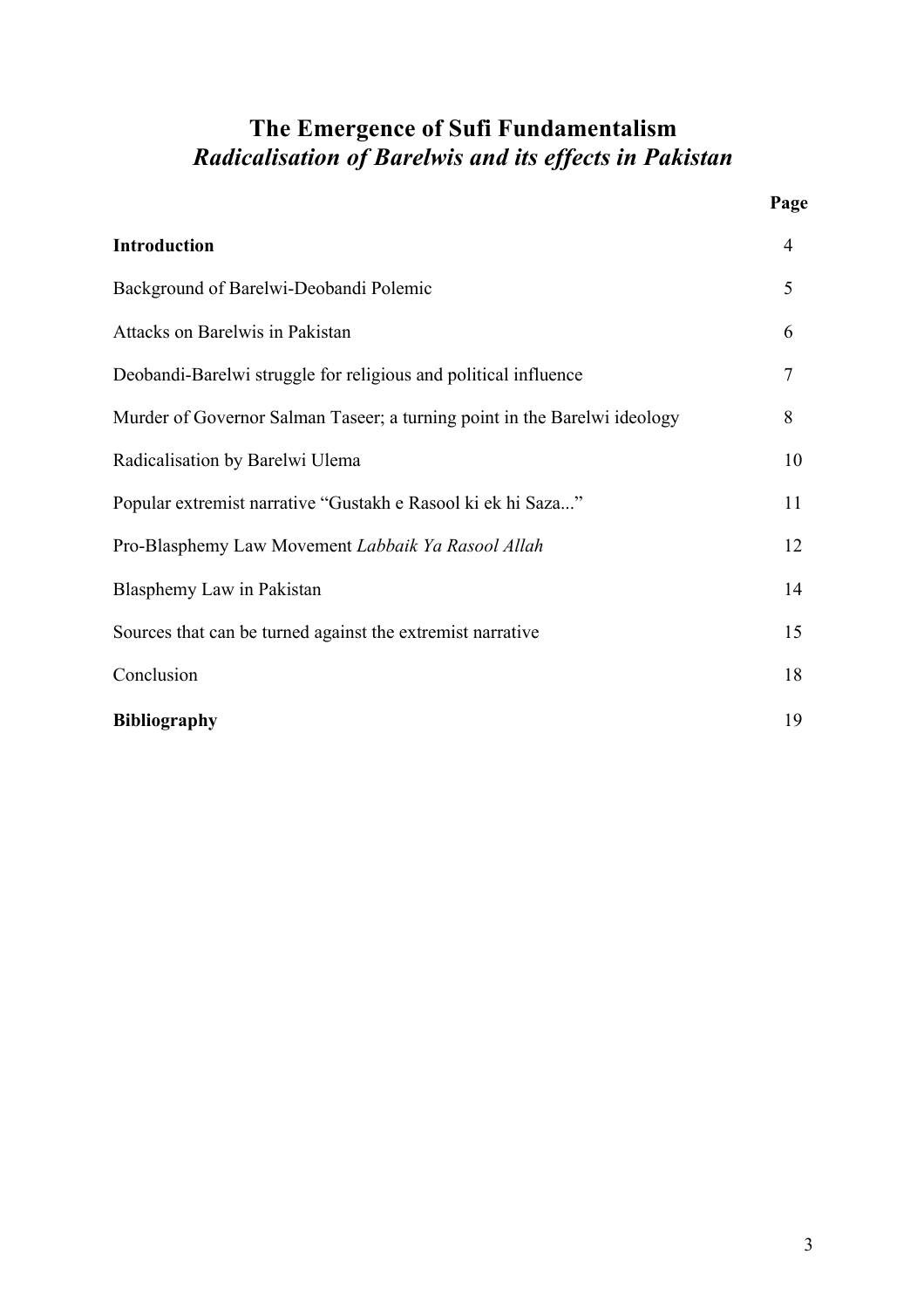# The Emergence of Sufi Fundamentalism
## *Radicalisation of Barelwis and its effects in Pakistan*

| | Page |
|---|---|
| **Introduction** | 4 |
| Background of Barelwi-Deobandi Polemic | 5 |
| Attacks on Barelwis in Pakistan | 6 |
| Deobandi-Barelwi struggle for religious and political influence | 7 |
| Murder of Governor Salman Taseer; a turning point in the Barelwi ideology | 8 |
| Radicalisation by Barelwi Ulema | 10 |
| Popular extremist narrative "Gustakh e Rasool ki ek hi Saza..." | 11 |
| Pro-Blasphemy Law Movement *Labbaik Ya Rasool Allah* | 12 |
| Blasphemy Law in Pakistan | 14 |
| Sources that can be turned against the extremist narrative | 15 |
| Conclusion | 18 |
| **Bibliography** | 19 |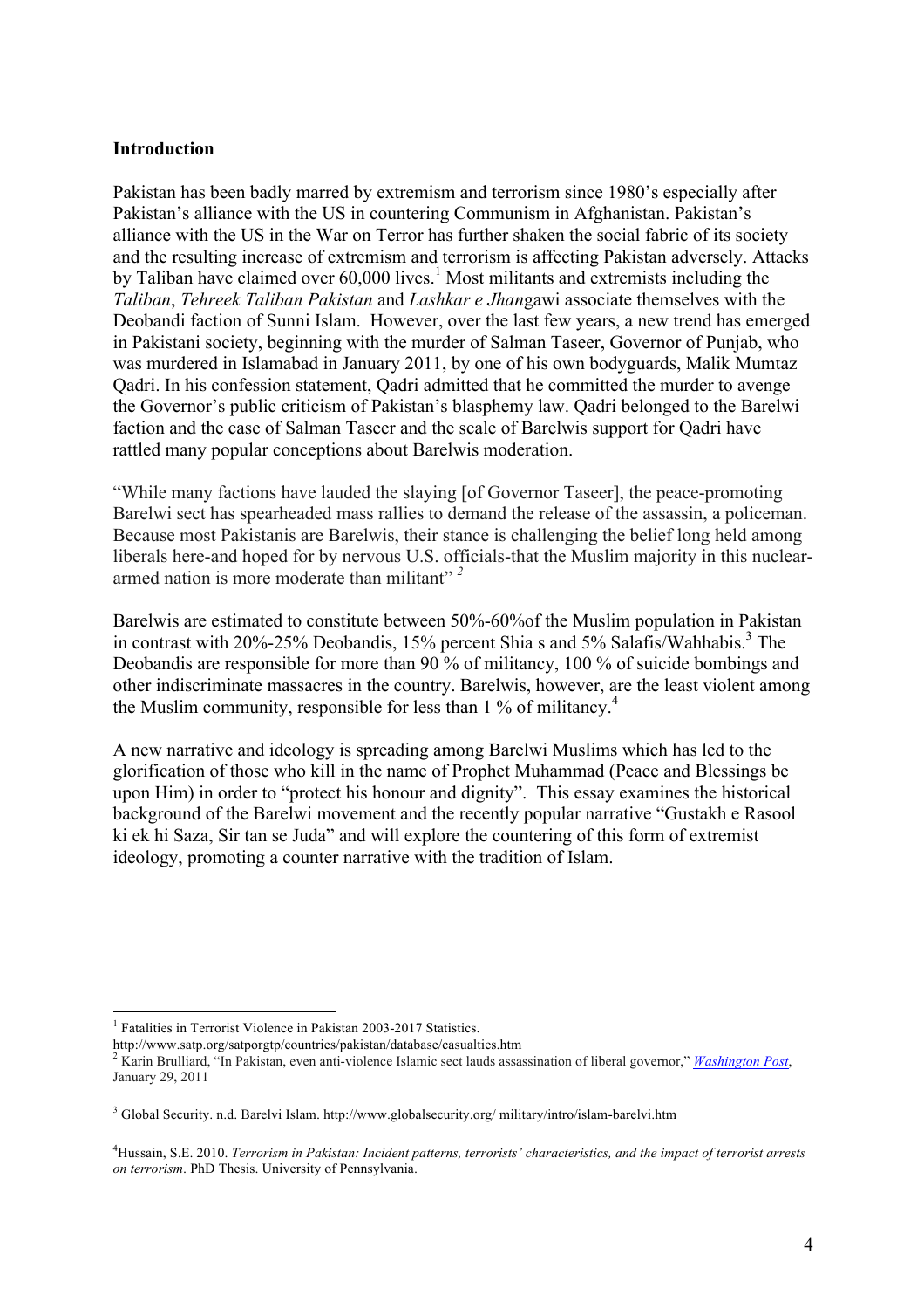## Introduction

Pakistan has been badly marred by extremism and terrorism since 1980's especially after Pakistan's alliance with the US in countering Communism in Afghanistan. Pakistan's alliance with the US in the War on Terror has further shaken the social fabric of its society and the resulting increase of extremism and terrorism is affecting Pakistan adversely. Attacks by Taliban have claimed over 60,000 lives.[1] Most militants and extremists including the *Taliban*, *Tehreek Taliban Pakistan* and *Lashkar e Jhan*gawi associate themselves with the Deobandi faction of Sunni Islam. However, over the last few years, a new trend has emerged in Pakistani society, beginning with the murder of Salman Taseer, Governor of Punjab, who was murdered in Islamabad in January 2011, by one of his own bodyguards, Malik Mumtaz Qadri. In his confession statement, Qadri admitted that he committed the murder to avenge the Governor's public criticism of Pakistan's blasphemy law. Qadri belonged to the Barelwi faction and the case of Salman Taseer and the scale of Barelwis support for Qadri have rattled many popular conceptions about Barelwis moderation.

"While many factions have lauded the slaying [of Governor Taseer], the peace-promoting Barelwi sect has spearheaded mass rallies to demand the release of the assassin, a policeman. Because most Pakistanis are Barelwis, their stance is challenging the belief long held among liberals here-and hoped for by nervous U.S. officials-that the Muslim majority in this nuclear-armed nation is more moderate than militant" [2]

Barelwis are estimated to constitute between 50%-60%of the Muslim population in Pakistan in contrast with 20%-25% Deobandis, 15% percent Shia s and 5% Salafis/Wahhabis.[3] The Deobandis are responsible for more than 90 % of militancy, 100 % of suicide bombings and other indiscriminate massacres in the country. Barelwis, however, are the least violent among the Muslim community, responsible for less than 1 % of militancy.[4]

A new narrative and ideology is spreading among Barelwi Muslims which has led to the glorification of those who kill in the name of Prophet Muhammad (Peace and Blessings be upon Him) in order to "protect his honour and dignity". This essay examines the historical background of the Barelwi movement and the recently popular narrative "Gustakh e Rasool ki ek hi Saza, Sir tan se Juda" and will explore the countering of this form of extremist ideology, promoting a counter narrative with the tradition of Islam.

---

[1] Fatalities in Terrorist Violence in Pakistan 2003-2017 Statistics. http://www.satp.org/satporgtp/countries/pakistan/database/casualties.htm

[2] Karin Brulliard, "In Pakistan, even anti-violence Islamic sect lauds assassination of liberal governor," *Washington Post*, January 29, 2011

[3] Global Security. n.d. Barelvi Islam. http://www.globalsecurity.org/ military/intro/islam-barelvi.htm

[4] Hussain, S.E. 2010. *Terrorism in Pakistan: Incident patterns, terrorists' characteristics, and the impact of terrorist arrests on terrorism*. PhD Thesis. University of Pennsylvania.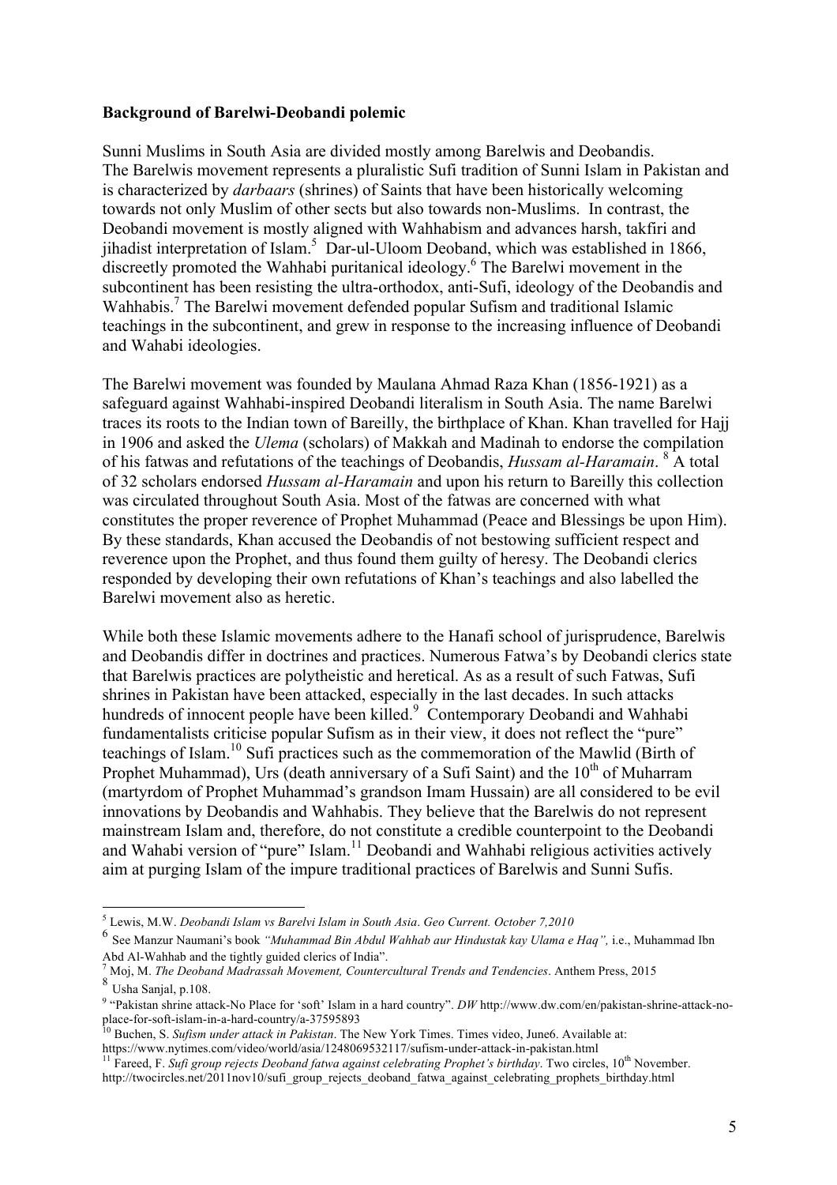**Background of Barelwi-Deobandi polemic**

Sunni Muslims in South Asia are divided mostly among Barelwis and Deobandis. The Barelwis movement represents a pluralistic Sufi tradition of Sunni Islam in Pakistan and is characterized by *darbaars* (shrines) of Saints that have been historically welcoming towards not only Muslim of other sects but also towards non-Muslims. In contrast, the Deobandi movement is mostly aligned with Wahhabism and advances harsh, takfiri and jihadist interpretation of Islam.[5] Dar-ul-Uloom Deoband, which was established in 1866, discreetly promoted the Wahhabi puritanical ideology.[6] The Barelwi movement in the subcontinent has been resisting the ultra-orthodox, anti-Sufi, ideology of the Deobandis and Wahhabis.[7] The Barelwi movement defended popular Sufism and traditional Islamic teachings in the subcontinent, and grew in response to the increasing influence of Deobandi and Wahabi ideologies.

The Barelwi movement was founded by Maulana Ahmad Raza Khan (1856-1921) as a safeguard against Wahhabi-inspired Deobandi literalism in South Asia. The name Barelwi traces its roots to the Indian town of Bareilly, the birthplace of Khan. Khan travelled for Hajj in 1906 and asked the *Ulema* (scholars) of Makkah and Madinah to endorse the compilation of his fatwas and refutations of the teachings of Deobandis, *Hussam al-Haramain*. [8] A total of 32 scholars endorsed *Hussam al-Haramain* and upon his return to Bareilly this collection was circulated throughout South Asia. Most of the fatwas are concerned with what constitutes the proper reverence of Prophet Muhammad (Peace and Blessings be upon Him). By these standards, Khan accused the Deobandis of not bestowing sufficient respect and reverence upon the Prophet, and thus found them guilty of heresy. The Deobandi clerics responded by developing their own refutations of Khan's teachings and also labelled the Barelwi movement also as heretic.

While both these Islamic movements adhere to the Hanafi school of jurisprudence, Barelwis and Deobandis differ in doctrines and practices. Numerous Fatwa's by Deobandi clerics state that Barelwis practices are polytheistic and heretical. As as a result of such Fatwas, Sufi shrines in Pakistan have been attacked, especially in the last decades. In such attacks hundreds of innocent people have been killed.[9] Contemporary Deobandi and Wahhabi fundamentalists criticise popular Sufism as in their view, it does not reflect the "pure" teachings of Islam.[10] Sufi practices such as the commemoration of the Mawlid (Birth of Prophet Muhammad), Urs (death anniversary of a Sufi Saint) and the 10th of Muharram (martyrdom of Prophet Muhammad's grandson Imam Hussain) are all considered to be evil innovations by Deobandis and Wahhabis. They believe that the Barelwis do not represent mainstream Islam and, therefore, do not constitute a credible counterpoint to the Deobandi and Wahabi version of "pure" Islam.[11] Deobandi and Wahhabi religious activities actively aim at purging Islam of the impure traditional practices of Barelwis and Sunni Sufis.

---

[5] Lewis, M.W. *Deobandi Islam vs Barelvi Islam in South Asia*. *Geo Current. October 7,2010*

[6] See Manzur Naumani's book *"Muhammad Bin Abdul Wahhab aur Hindustak kay Ulama e Haq",* i.e., Muhammad Ibn Abd Al-Wahhab and the tightly guided clerics of India".

[7] Moj, M. *The Deoband Madrassah Movement, Countercultural Trends and Tendencies*. Anthem Press, 2015

[8] Usha Sanjal, p.108.

[9] "Pakistan shrine attack-No Place for 'soft' Islam in a hard country". *DW* http://www.dw.com/en/pakistan-shrine-attack-no-place-for-soft-islam-in-a-hard-country/a-37595893

[10] Buchen, S. *Sufism under attack in Pakistan*. The New York Times. Times video, June6. Available at: https://www.nytimes.com/video/world/asia/1248069532117/sufism-under-attack-in-pakistan.html

[11] Fareed, F. *Sufi group rejects Deoband fatwa against celebrating Prophet's birthday*. Two circles, 10th November. http://twocircles.net/2011nov10/sufi_group_rejects_deoband_fatwa_against_celebrating_prophets_birthday.html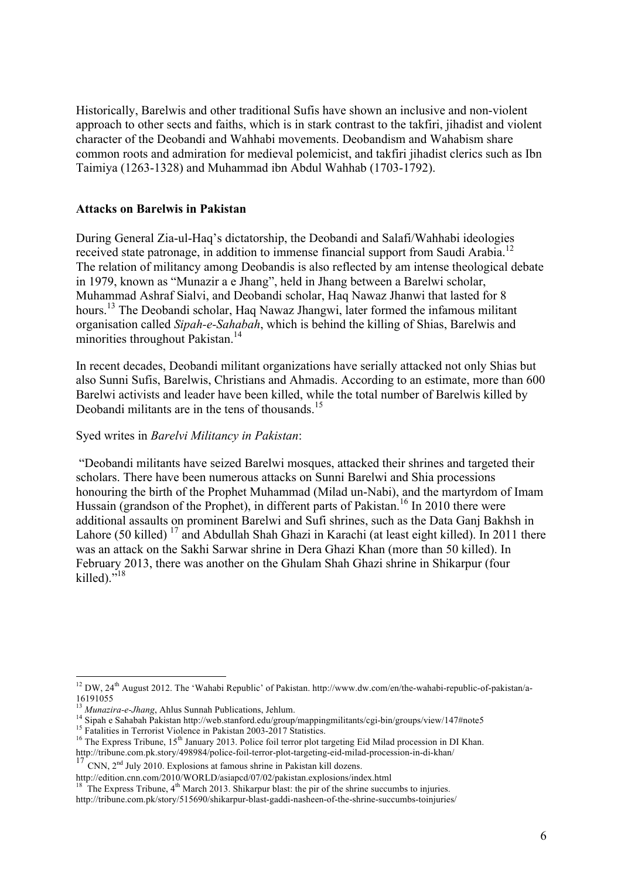Historically, Barelwis and other traditional Sufis have shown an inclusive and non-violent approach to other sects and faiths, which is in stark contrast to the takfiri, jihadist and violent character of the Deobandi and Wahhabi movements. Deobandism and Wahabism share common roots and admiration for medieval polemicist, and takfiri jihadist clerics such as Ibn Taimiya (1263-1328) and Muhammad ibn Abdul Wahhab (1703-1792).

**Attacks on Barelwis in Pakistan**

During General Zia-ul-Haq's dictatorship, the Deobandi and Salafi/Wahhabi ideologies received state patronage, in addition to immense financial support from Saudi Arabia.[12] The relation of militancy among Deobandis is also reflected by am intense theological debate in 1979, known as "Munazir a e Jhang", held in Jhang between a Barelwi scholar, Muhammad Ashraf Sialvi, and Deobandi scholar, Haq Nawaz Jhanwi that lasted for 8 hours.[13] The Deobandi scholar, Haq Nawaz Jhangwi, later formed the infamous militant organisation called *Sipah-e-Sahabah*, which is behind the killing of Shias, Barelwis and minorities throughout Pakistan.[14]

In recent decades, Deobandi militant organizations have serially attacked not only Shias but also Sunni Sufis, Barelwis, Christians and Ahmadis. According to an estimate, more than 600 Barelwi activists and leader have been killed, while the total number of Barelwis killed by Deobandi militants are in the tens of thousands.[15]

Syed writes in *Barelvi Militancy in Pakistan*:

"Deobandi militants have seized Barelwi mosques, attacked their shrines and targeted their scholars. There have been numerous attacks on Sunni Barelwi and Shia processions honouring the birth of the Prophet Muhammad (Milad un-Nabi), and the martyrdom of Imam Hussain (grandson of the Prophet), in different parts of Pakistan.[16] In 2010 there were additional assaults on prominent Barelwi and Sufi shrines, such as the Data Ganj Bakhsh in Lahore (50 killed) [17] and Abdullah Shah Ghazi in Karachi (at least eight killed). In 2011 there was an attack on the Sakhi Sarwar shrine in Dera Ghazi Khan (more than 50 killed). In February 2013, there was another on the Ghulam Shah Ghazi shrine in Shikarpur (four killed)."[18]

---

[12] DW, 24th August 2012. The 'Wahabi Republic' of Pakistan. http://www.dw.com/en/the-wahabi-republic-of-pakistan/a-16191055

[13] *Munazira-e-Jhang*, Ahlus Sunnah Publications, Jehlum.

[14] Sipah e Sahabah Pakistan http://web.stanford.edu/group/mappingmilitants/cgi-bin/groups/view/147#note5

[15] Fatalities in Terrorist Violence in Pakistan 2003-2017 Statistics.

[16] The Express Tribune, 15th January 2013. Police foil terror plot targeting Eid Milad procession in DI Khan. http://tribune.com.pk.story/498984/police-foil-terror-plot-targeting-eid-milad-procession-in-di-khan/

[17] CNN, 2nd July 2010. Explosions at famous shrine in Pakistan kill dozens. http://edition.cnn.com/2010/WORLD/asiapcd/07/02/pakistan.explosions/index.html

[18] The Express Tribune, 4th March 2013. Shikarpur blast: the pir of the shrine succumbs to injuries. http://tribune.com.pk/story/515690/shikarpur-blast-gaddi-nasheen-of-the-shrine-succumbs-toinjuries/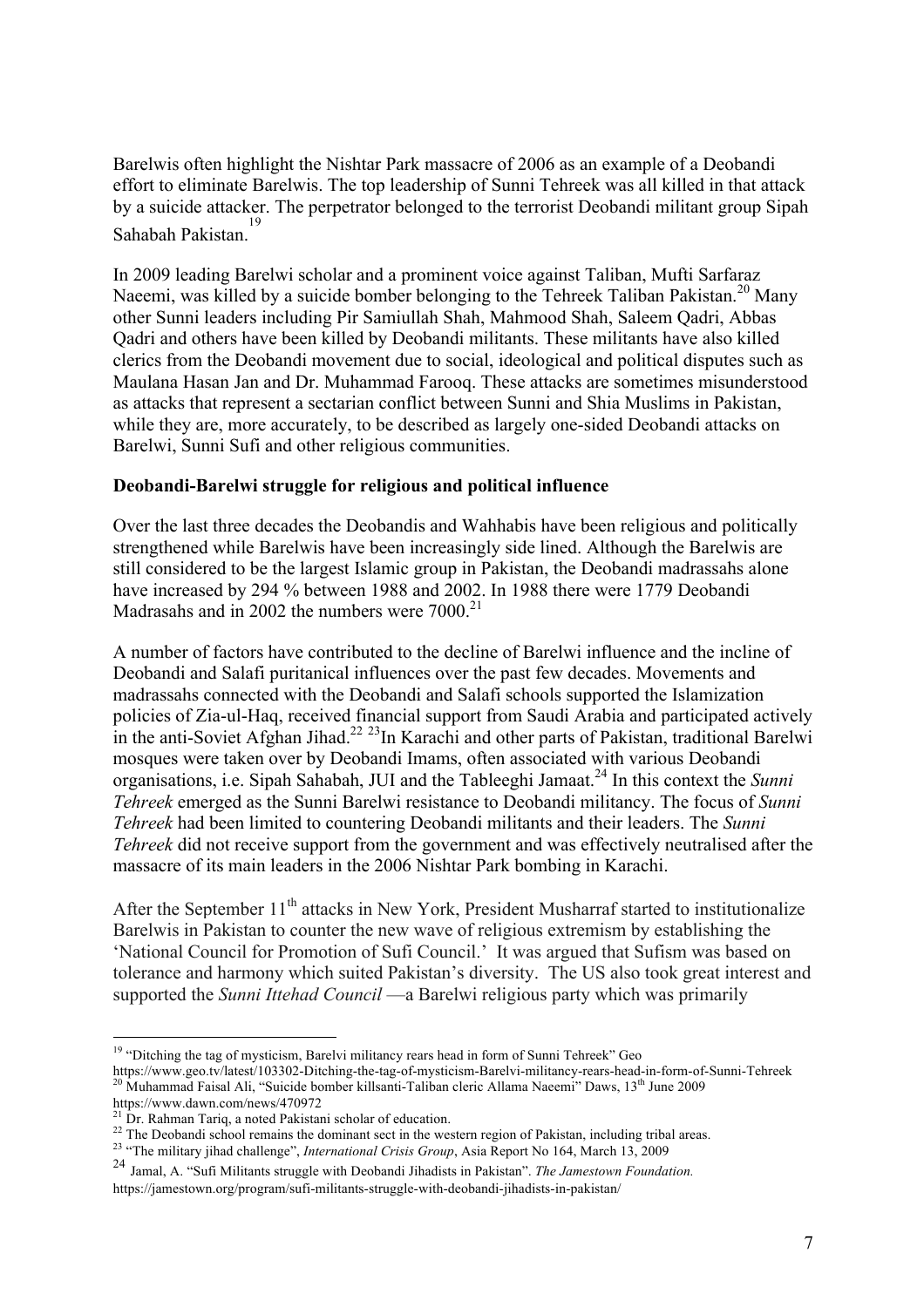Barelwis often highlight the Nishtar Park massacre of 2006 as an example of a Deobandi effort to eliminate Barelwis. The top leadership of Sunni Tehreek was all killed in that attack by a suicide attacker. The perpetrator belonged to the terrorist Deobandi militant group Sipah Sahabah Pakistan.[19]

In 2009 leading Barelwi scholar and a prominent voice against Taliban, Mufti Sarfaraz Naeemi, was killed by a suicide bomber belonging to the Tehreek Taliban Pakistan.[20] Many other Sunni leaders including Pir Samiullah Shah, Mahmood Shah, Saleem Qadri, Abbas Qadri and others have been killed by Deobandi militants. These militants have also killed clerics from the Deobandi movement due to social, ideological and political disputes such as Maulana Hasan Jan and Dr. Muhammad Farooq. These attacks are sometimes misunderstood as attacks that represent a sectarian conflict between Sunni and Shia Muslims in Pakistan, while they are, more accurately, to be described as largely one-sided Deobandi attacks on Barelwi, Sunni Sufi and other religious communities.

**Deobandi-Barelwi struggle for religious and political influence**

Over the last three decades the Deobandis and Wahhabis have been religious and politically strengthened while Barelwis have been increasingly side lined. Although the Barelwis are still considered to be the largest Islamic group in Pakistan, the Deobandi madrassahs alone have increased by 294 % between 1988 and 2002. In 1988 there were 1779 Deobandi Madrasahs and in 2002 the numbers were 7000.[21]

A number of factors have contributed to the decline of Barelwi influence and the incline of Deobandi and Salafi puritanical influences over the past few decades. Movements and madrassahs connected with the Deobandi and Salafi schools supported the Islamization policies of Zia-ul-Haq, received financial support from Saudi Arabia and participated actively in the anti-Soviet Afghan Jihad.[22] [23]In Karachi and other parts of Pakistan, traditional Barelwi mosques were taken over by Deobandi Imams, often associated with various Deobandi organisations, i.e. Sipah Sahabah, JUI and the Tableeghi Jamaat.[24] In this context the *Sunni Tehreek* emerged as the Sunni Barelwi resistance to Deobandi militancy. The focus of *Sunni Tehreek* had been limited to countering Deobandi militants and their leaders. The *Sunni Tehreek* did not receive support from the government and was effectively neutralised after the massacre of its main leaders in the 2006 Nishtar Park bombing in Karachi.

After the September 11th attacks in New York, President Musharraf started to institutionalize Barelwis in Pakistan to counter the new wave of religious extremism by establishing the 'National Council for Promotion of Sufi Council.' It was argued that Sufism was based on tolerance and harmony which suited Pakistan's diversity. The US also took great interest and supported the *Sunni Ittehad Council* —a Barelwi religious party which was primarily

---

[19] "Ditching the tag of mysticism, Barelvi militancy rears head in form of Sunni Tehreek" Geo https://www.geo.tv/latest/103302-Ditching-the-tag-of-mysticism-Barelvi-militancy-rears-head-in-form-of-Sunni-Tehreek

[20] Muhammad Faisal Ali, "Suicide bomber killsanti-Taliban cleric Allama Naeemi" Daws, 13th June 2009 https://www.dawn.com/news/470972

[21] Dr. Rahman Tariq, a noted Pakistani scholar of education.

[22] The Deobandi school remains the dominant sect in the western region of Pakistan, including tribal areas.

[23] "The military jihad challenge", *International Crisis Group*, Asia Report No 164, March 13, 2009

[24] Jamal, A. "Sufi Militants struggle with Deobandi Jihadists in Pakistan". *The Jamestown Foundation.* https://jamestown.org/program/sufi-militants-struggle-with-deobandi-jihadists-in-pakistan/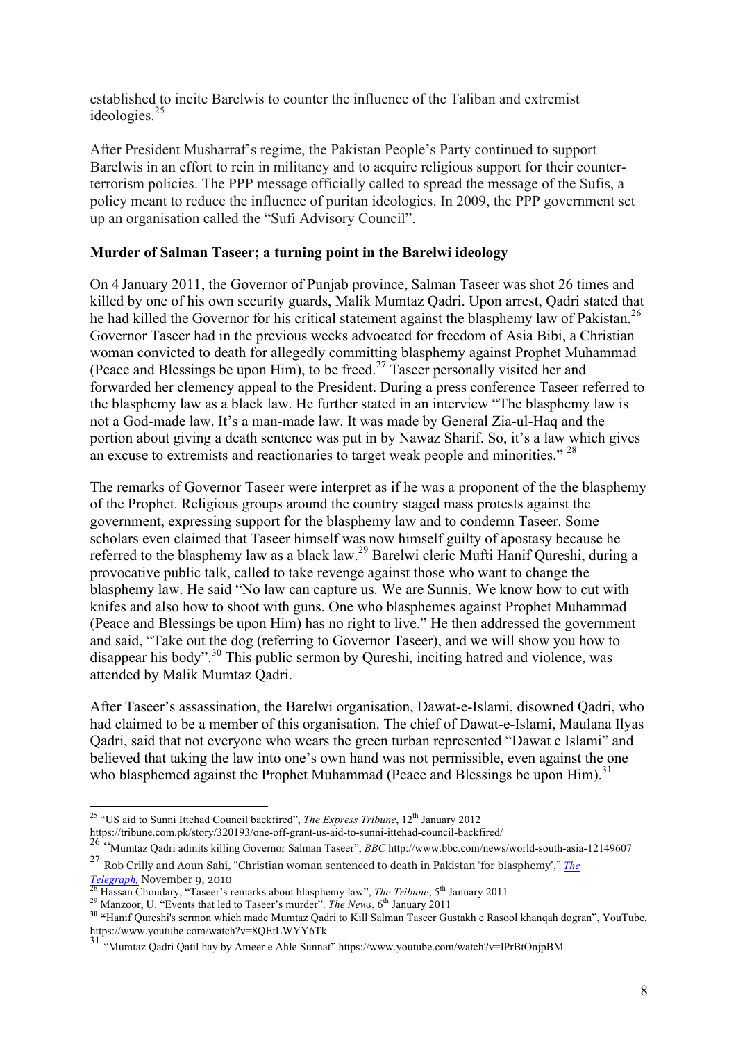established to incite Barelwis to counter the influence of the Taliban and extremist ideologies.[25]

After President Musharraf's regime, the Pakistan People's Party continued to support Barelwis in an effort to rein in militancy and to acquire religious support for their counter-terrorism policies. The PPP message officially called to spread the message of the Sufis, a policy meant to reduce the influence of puritan ideologies. In 2009, the PPP government set up an organisation called the "Sufi Advisory Council".

**Murder of Salman Taseer; a turning point in the Barelwi ideology**

On 4 January 2011, the Governor of Punjab province, Salman Taseer was shot 26 times and killed by one of his own security guards, Malik Mumtaz Qadri. Upon arrest, Qadri stated that he had killed the Governor for his critical statement against the blasphemy law of Pakistan.[26] Governor Taseer had in the previous weeks advocated for freedom of Asia Bibi, a Christian woman convicted to death for allegedly committing blasphemy against Prophet Muhammad (Peace and Blessings be upon Him), to be freed.[27] Taseer personally visited her and forwarded her clemency appeal to the President. During a press conference Taseer referred to the blasphemy law as a black law. He further stated in an interview "The blasphemy law is not a God-made law. It's a man-made law. It was made by General Zia-ul-Haq and the portion about giving a death sentence was put in by Nawaz Sharif. So, it's a law which gives an excuse to extremists and reactionaries to target weak people and minorities." [28]

The remarks of Governor Taseer were interpret as if he was a proponent of the the blasphemy of the Prophet. Religious groups around the country staged mass protests against the government, expressing support for the blasphemy law and to condemn Taseer. Some scholars even claimed that Taseer himself was now himself guilty of apostasy because he referred to the blasphemy law as a black law.[29] Barelwi cleric Mufti Hanif Qureshi, during a provocative public talk, called to take revenge against those who want to change the blasphemy law. He said "No law can capture us. We are Sunnis. We know how to cut with knifes and also how to shoot with guns. One who blasphemes against Prophet Muhammad (Peace and Blessings be upon Him) has no right to live." He then addressed the government and said, "Take out the dog (referring to Governor Taseer), and we will show you how to disappear his body".[30] This public sermon by Qureshi, inciting hatred and violence, was attended by Malik Mumtaz Qadri.

After Taseer's assassination, the Barelwi organisation, Dawat-e-Islami, disowned Qadri, who had claimed to be a member of this organisation. The chief of Dawat-e-Islami, Maulana Ilyas Qadri, said that not everyone who wears the green turban represented "Dawat e Islami" and believed that taking the law into one's own hand was not permissible, even against the one who blasphemed against the Prophet Muhammad (Peace and Blessings be upon Him).[31]

---

[25] "US aid to Sunni Ittehad Council backfired", *The Express Tribune*, 12th January 2012 https://tribune.com.pk/story/320193/one-off-grant-us-aid-to-sunni-ittehad-council-backfired/

[26] "Mumtaz Qadri admits killing Governor Salman Taseer", *BBC* http://www.bbc.com/news/world-south-asia-12149607

[27] Rob Crilly and Aoun Sahi, "Christian woman sentenced to death in Pakistan 'for blasphemy'," *The Telegraph,* November 9, 2010

[28] Hassan Choudary, "Taseer's remarks about blasphemy law", *The Tribune*, 5th January 2011

[29] Manzoor, U. "Events that led to Taseer's murder". *The News*, 6th January 2011

[30] "Hanif Qureshi's sermon which made Mumtaz Qadri to Kill Salman Taseer Gustakh e Rasool khanqah dogran", YouTube, https://www.youtube.com/watch?v=8QEtLWYY6Tk

[31] "Mumtaz Qadri Qatil hay by Ameer e Ahle Sunnat" https://www.youtube.com/watch?v=lPrBtOnjpBM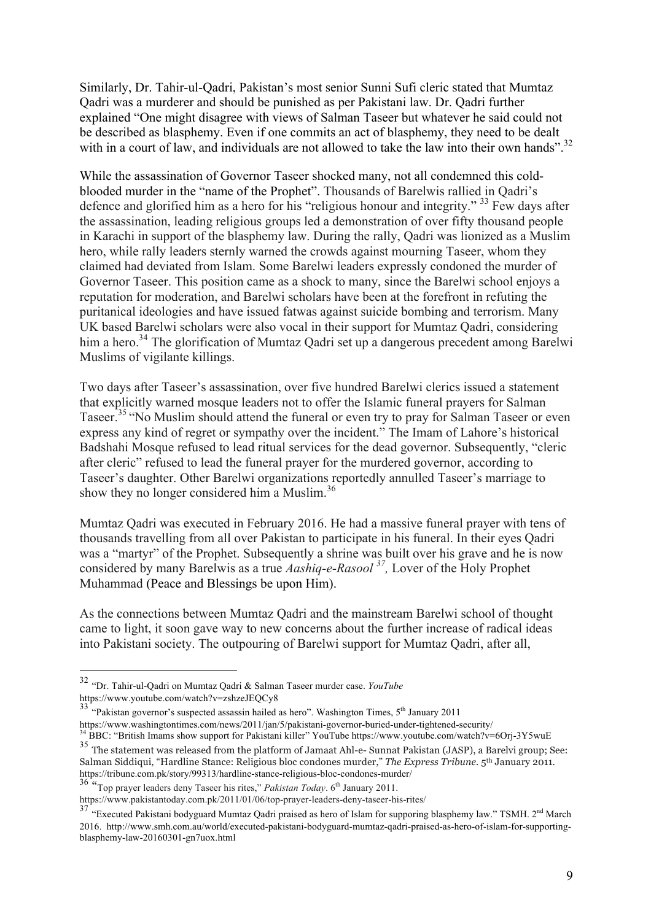Similarly, Dr. Tahir-ul-Qadri, Pakistan's most senior Sunni Sufi cleric stated that Mumtaz Qadri was a murderer and should be punished as per Pakistani law. Dr. Qadri further explained "One might disagree with views of Salman Taseer but whatever he said could not be described as blasphemy. Even if one commits an act of blasphemy, they need to be dealt with in a court of law, and individuals are not allowed to take the law into their own hands".[32]

While the assassination of Governor Taseer shocked many, not all condemned this cold-blooded murder in the "name of the Prophet". Thousands of Barelwis rallied in Qadri's defence and glorified him as a hero for his "religious honour and integrity." [33] Few days after the assassination, leading religious groups led a demonstration of over fifty thousand people in Karachi in support of the blasphemy law. During the rally, Qadri was lionized as a Muslim hero, while rally leaders sternly warned the crowds against mourning Taseer, whom they claimed had deviated from Islam. Some Barelwi leaders expressly condoned the murder of Governor Taseer. This position came as a shock to many, since the Barelwi school enjoys a reputation for moderation, and Barelwi scholars have been at the forefront in refuting the puritanical ideologies and have issued fatwas against suicide bombing and terrorism. Many UK based Barelwi scholars were also vocal in their support for Mumtaz Qadri, considering him a hero.[34] The glorification of Mumtaz Qadri set up a dangerous precedent among Barelwi Muslims of vigilante killings.

Two days after Taseer's assassination, over five hundred Barelwi clerics issued a statement that explicitly warned mosque leaders not to offer the Islamic funeral prayers for Salman Taseer.[35] "No Muslim should attend the funeral or even try to pray for Salman Taseer or even express any kind of regret or sympathy over the incident." The Imam of Lahore's historical Badshahi Mosque refused to lead ritual services for the dead governor. Subsequently, "cleric after cleric" refused to lead the funeral prayer for the murdered governor, according to Taseer's daughter. Other Barelwi organizations reportedly annulled Taseer's marriage to show they no longer considered him a Muslim.[36]

Mumtaz Qadri was executed in February 2016. He had a massive funeral prayer with tens of thousands travelling from all over Pakistan to participate in his funeral. In their eyes Qadri was a "martyr" of the Prophet. Subsequently a shrine was built over his grave and he is now considered by many Barelwis as a true *Aashiq-e-Rasool* [37], Lover of the Holy Prophet Muhammad (Peace and Blessings be upon Him).

As the connections between Mumtaz Qadri and the mainstream Barelwi school of thought came to light, it soon gave way to new concerns about the further increase of radical ideas into Pakistani society. The outpouring of Barelwi support for Mumtaz Qadri, after all,

---

[32] "Dr. Tahir-ul-Qadri on Mumtaz Qadri & Salman Taseer murder case. *YouTube* https://www.youtube.com/watch?v=zshzeJEQCy8

[33] "Pakistan governor's suspected assassin hailed as hero". Washington Times, 5th January 2011 https://www.washingtontimes.com/news/2011/jan/5/pakistani-governor-buried-under-tightened-security/

[34] BBC: "British Imams show support for Pakistani killer" YouTube https://www.youtube.com/watch?v=6Orj-3Y5wuE

[35] The statement was released from the platform of Jamaat Ahl-e- Sunnat Pakistan (JASP), a Barelvi group; See: Salman Siddiqui, "Hardline Stance: Religious bloc condones murder," *The Express Tribune*. 5th January 2011. https://tribune.com.pk/story/99313/hardline-stance-religious-bloc-condones-murder/

[36] "Top prayer leaders deny Taseer his rites," *Pakistan Today*. 6th January 2011. https://www.pakistantoday.com.pk/2011/01/06/top-prayer-leaders-deny-taseer-his-rites/

[37] "Executed Pakistani bodyguard Mumtaz Qadri praised as hero of Islam for supporing blasphemy law." TSMH. 2nd March 2016. http://www.smh.com.au/world/executed-pakistani-bodyguard-mumtaz-qadri-praised-as-hero-of-islam-for-supporting-blasphemy-law-20160301-gn7uox.html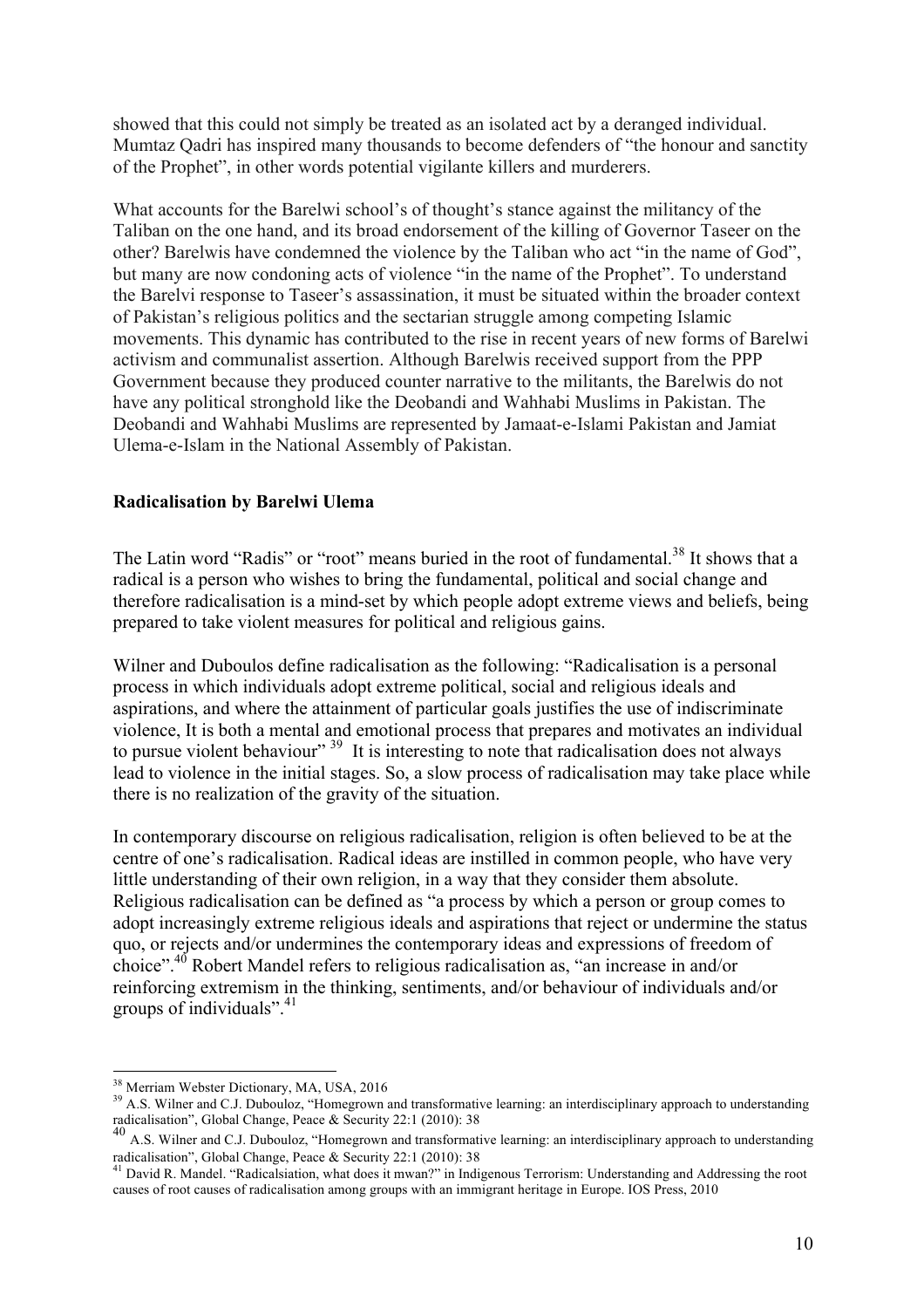showed that this could not simply be treated as an isolated act by a deranged individual. Mumtaz Qadri has inspired many thousands to become defenders of "the honour and sanctity of the Prophet", in other words potential vigilante killers and murderers.

What accounts for the Barelwi school's of thought's stance against the militancy of the Taliban on the one hand, and its broad endorsement of the killing of Governor Taseer on the other? Barelwis have condemned the violence by the Taliban who act "in the name of God", but many are now condoning acts of violence "in the name of the Prophet". To understand the Barelvi response to Taseer's assassination, it must be situated within the broader context of Pakistan's religious politics and the sectarian struggle among competing Islamic movements. This dynamic has contributed to the rise in recent years of new forms of Barelwi activism and communalist assertion. Although Barelwis received support from the PPP Government because they produced counter narrative to the militants, the Barelwis do not have any political stronghold like the Deobandi and Wahhabi Muslims in Pakistan. The Deobandi and Wahhabi Muslims are represented by Jamaat-e-Islami Pakistan and Jamiat Ulema-e-Islam in the National Assembly of Pakistan.

**Radicalisation by Barelwi Ulema**

The Latin word "Radis" or "root" means buried in the root of fundamental.[38] It shows that a radical is a person who wishes to bring the fundamental, political and social change and therefore radicalisation is a mind-set by which people adopt extreme views and beliefs, being prepared to take violent measures for political and religious gains.

Wilner and Duboulos define radicalisation as the following: "Radicalisation is a personal process in which individuals adopt extreme political, social and religious ideals and aspirations, and where the attainment of particular goals justifies the use of indiscriminate violence, It is both a mental and emotional process that prepares and motivates an individual to pursue violent behaviour" [39] It is interesting to note that radicalisation does not always lead to violence in the initial stages. So, a slow process of radicalisation may take place while there is no realization of the gravity of the situation.

In contemporary discourse on religious radicalisation, religion is often believed to be at the centre of one's radicalisation. Radical ideas are instilled in common people, who have very little understanding of their own religion, in a way that they consider them absolute. Religious radicalisation can be defined as "a process by which a person or group comes to adopt increasingly extreme religious ideals and aspirations that reject or undermine the status quo, or rejects and/or undermines the contemporary ideas and expressions of freedom of choice".[40] Robert Mandel refers to religious radicalisation as, "an increase in and/or reinforcing extremism in the thinking, sentiments, and/or behaviour of individuals and/or groups of individuals".[41]

---

[38] Merriam Webster Dictionary, MA, USA, 2016

[39] A.S. Wilner and C.J. Dubouloz, "Homegrown and transformative learning: an interdisciplinary approach to understanding radicalisation", Global Change, Peace & Security 22:1 (2010): 38

[40] A.S. Wilner and C.J. Dubouloz, "Homegrown and transformative learning: an interdisciplinary approach to understanding radicalisation", Global Change, Peace & Security 22:1 (2010): 38

[41] David R. Mandel. "Radicalsiation, what does it mwan?" in Indigenous Terrorism: Understanding and Addressing the root causes of root causes of radicalisation among groups with an immigrant heritage in Europe. IOS Press, 2010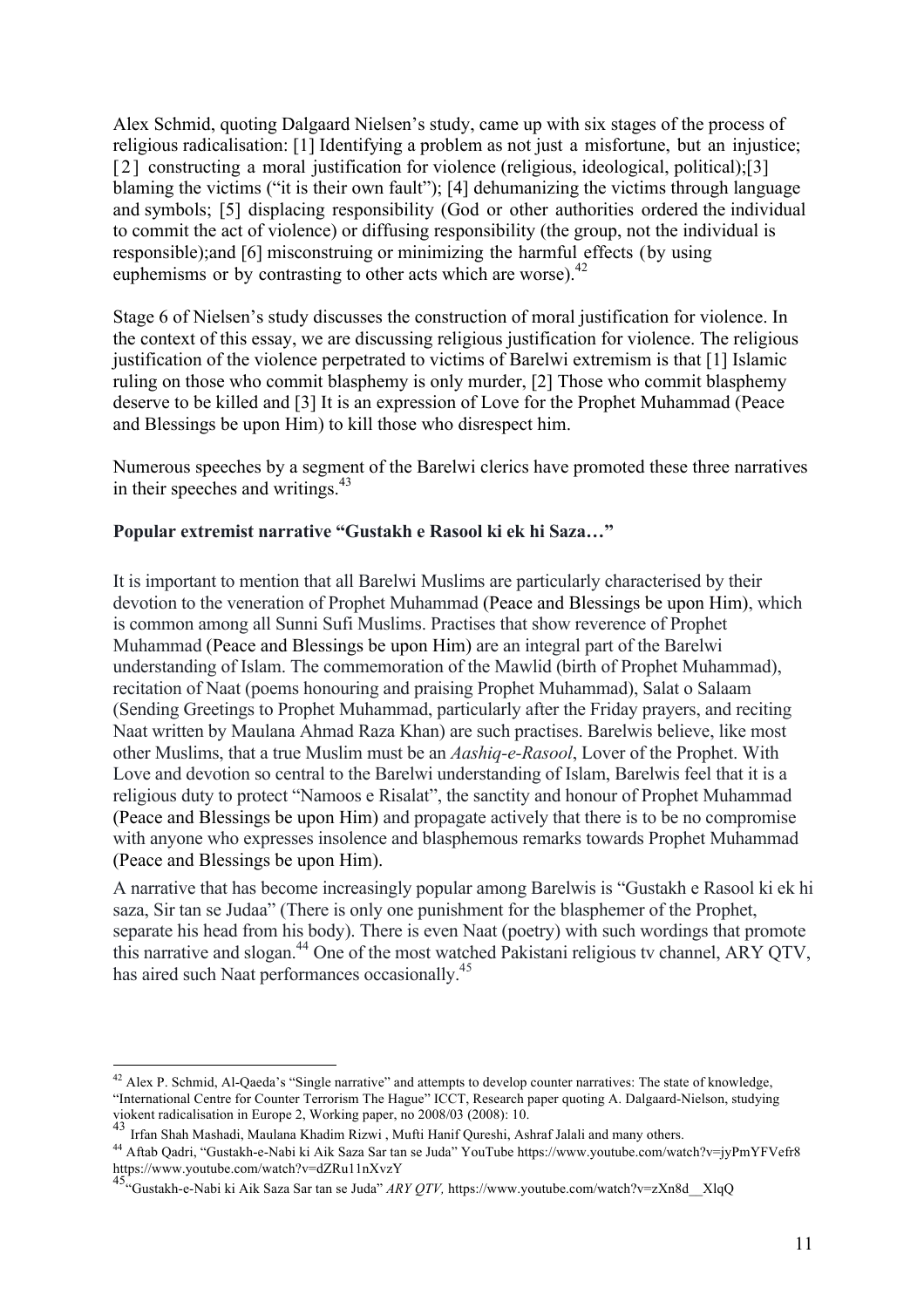Alex Schmid, quoting Dalgaard Nielsen's study, came up with six stages of the process of religious radicalisation: [1] Identifying a problem as not just a misfortune, but an injustice; [2] constructing a moral justification for violence (religious, ideological, political);[3] blaming the victims ("it is their own fault"); [4] dehumanizing the victims through language and symbols; [5] displacing responsibility (God or other authorities ordered the individual to commit the act of violence) or diffusing responsibility (the group, not the individual is responsible);and [6] misconstruing or minimizing the harmful effects (by using euphemisms or by contrasting to other acts which are worse).[42]

Stage 6 of Nielsen's study discusses the construction of moral justification for violence. In the context of this essay, we are discussing religious justification for violence. The religious justification of the violence perpetrated to victims of Barelwi extremism is that [1] Islamic ruling on those who commit blasphemy is only murder, [2] Those who commit blasphemy deserve to be killed and [3] It is an expression of Love for the Prophet Muhammad (Peace and Blessings be upon Him) to kill those who disrespect him.

Numerous speeches by a segment of the Barelwi clerics have promoted these three narratives in their speeches and writings.[43]

**Popular extremist narrative "Gustakh e Rasool ki ek hi Saza…"**

It is important to mention that all Barelwi Muslims are particularly characterised by their devotion to the veneration of Prophet Muhammad (Peace and Blessings be upon Him), which is common among all Sunni Sufi Muslims. Practises that show reverence of Prophet Muhammad (Peace and Blessings be upon Him) are an integral part of the Barelwi understanding of Islam. The commemoration of the Mawlid (birth of Prophet Muhammad), recitation of Naat (poems honouring and praising Prophet Muhammad), Salat o Salaam (Sending Greetings to Prophet Muhammad, particularly after the Friday prayers, and reciting Naat written by Maulana Ahmad Raza Khan) are such practises. Barelwis believe, like most other Muslims, that a true Muslim must be an *Aashiq-e-Rasool*, Lover of the Prophet. With Love and devotion so central to the Barelwi understanding of Islam, Barelwis feel that it is a religious duty to protect "Namoos e Risalat", the sanctity and honour of Prophet Muhammad (Peace and Blessings be upon Him) and propagate actively that there is to be no compromise with anyone who expresses insolence and blasphemous remarks towards Prophet Muhammad (Peace and Blessings be upon Him).

A narrative that has become increasingly popular among Barelwis is "Gustakh e Rasool ki ek hi saza, Sir tan se Judaa" (There is only one punishment for the blasphemer of the Prophet, separate his head from his body). There is even Naat (poetry) with such wordings that promote this narrative and slogan.[44] One of the most watched Pakistani religious tv channel, ARY QTV, has aired such Naat performances occasionally.[45]

---

[42] Alex P. Schmid, Al-Qaeda's "Single narrative" and attempts to develop counter narratives: The state of knowledge, "International Centre for Counter Terrorism The Hague" ICCT, Research paper quoting A. Dalgaard-Nielson, studying viokent radicalisation in Europe 2, Working paper, no 2008/03 (2008): 10.

[43] Irfan Shah Mashadi, Maulana Khadim Rizwi , Mufti Hanif Qureshi, Ashraf Jalali and many others.

[44] Aftab Qadri, "Gustakh-e-Nabi ki Aik Saza Sar tan se Juda" YouTube https://www.youtube.com/watch?v=jyPmYFVefr8 https://www.youtube.com/watch?v=dZRu11nXvzY

[45] "Gustakh-e-Nabi ki Aik Saza Sar tan se Juda" *ARY QTV,* https://www.youtube.com/watch?v=zXn8d__XlqQ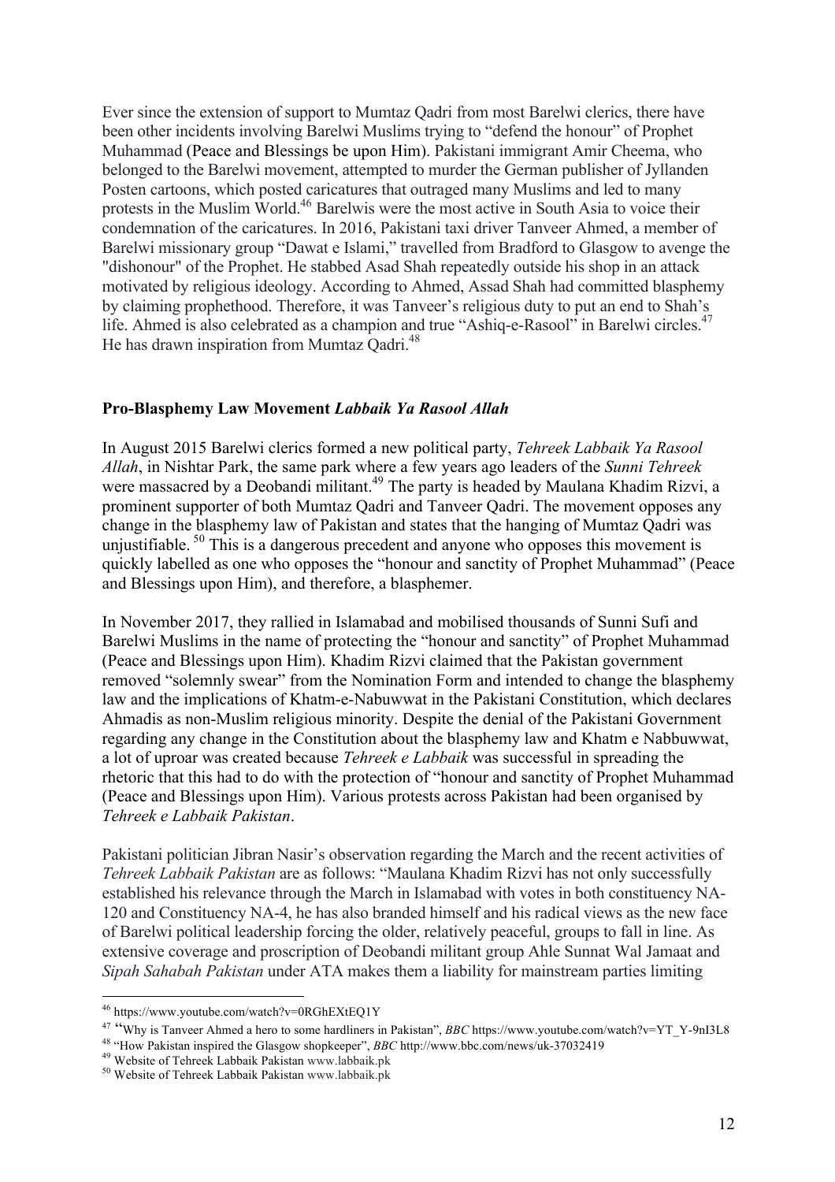Ever since the extension of support to Mumtaz Qadri from most Barelwi clerics, there have been other incidents involving Barelwi Muslims trying to "defend the honour" of Prophet Muhammad (Peace and Blessings be upon Him). Pakistani immigrant Amir Cheema, who belonged to the Barelwi movement, attempted to murder the German publisher of Jyllanden Posten cartoons, which posted caricatures that outraged many Muslims and led to many protests in the Muslim World.[46] Barelwis were the most active in South Asia to voice their condemnation of the caricatures. In 2016, Pakistani taxi driver Tanveer Ahmed, a member of Barelwi missionary group "Dawat e Islami," travelled from Bradford to Glasgow to avenge the "dishonour" of the Prophet. He stabbed Asad Shah repeatedly outside his shop in an attack motivated by religious ideology. According to Ahmed, Assad Shah had committed blasphemy by claiming prophethood. Therefore, it was Tanveer's religious duty to put an end to Shah's life. Ahmed is also celebrated as a champion and true "Ashiq-e-Rasool" in Barelwi circles.[47] He has drawn inspiration from Mumtaz Qadri.[48]

### Pro-Blasphemy Law Movement *Labbaik Ya Rasool Allah*

In August 2015 Barelwi clerics formed a new political party, *Tehreek Labbaik Ya Rasool Allah*, in Nishtar Park, the same park where a few years ago leaders of the *Sunni Tehreek* were massacred by a Deobandi militant.[49] The party is headed by Maulana Khadim Rizvi, a prominent supporter of both Mumtaz Qadri and Tanveer Qadri. The movement opposes any change in the blasphemy law of Pakistan and states that the hanging of Mumtaz Qadri was unjustifiable.[50] This is a dangerous precedent and anyone who opposes this movement is quickly labelled as one who opposes the "honour and sanctity of Prophet Muhammad" (Peace and Blessings upon Him), and therefore, a blasphemer.

In November 2017, they rallied in Islamabad and mobilised thousands of Sunni Sufi and Barelwi Muslims in the name of protecting the "honour and sanctity" of Prophet Muhammad (Peace and Blessings upon Him). Khadim Rizvi claimed that the Pakistan government removed "solemnly swear" from the Nomination Form and intended to change the blasphemy law and the implications of Khatm-e-Nabuwwat in the Pakistani Constitution, which declares Ahmadis as non-Muslim religious minority. Despite the denial of the Pakistani Government regarding any change in the Constitution about the blasphemy law and Khatm e Nabbuwwat, a lot of uproar was created because *Tehreek e Labbaik* was successful in spreading the rhetoric that this had to do with the protection of "honour and sanctity of Prophet Muhammad (Peace and Blessings upon Him). Various protests across Pakistan had been organised by *Tehreek e Labbaik Pakistan*.

Pakistani politician Jibran Nasir's observation regarding the March and the recent activities of *Tehreek Labbaik Pakistan* are as follows: "Maulana Khadim Rizvi has not only successfully established his relevance through the March in Islamabad with votes in both constituency NA-120 and Constituency NA-4, he has also branded himself and his radical views as the new face of Barelwi political leadership forcing the older, relatively peaceful, groups to fall in line. As extensive coverage and proscription of Deobandi militant group Ahle Sunnat Wal Jamaat and *Sipah Sahabah Pakistan* under ATA makes them a liability for mainstream parties limiting

---

[46] https://www.youtube.com/watch?v=0RGhEXtEQ1Y

[47] "Why is Tanveer Ahmed a hero to some hardliners in Pakistan", *BBC* https://www.youtube.com/watch?v=YT_Y-9nI3L8

[48] "How Pakistan inspired the Glasgow shopkeeper", *BBC* http://www.bbc.com/news/uk-37032419

[49] Website of Tehreek Labbaik Pakistan www.labbaik.pk

[50] Website of Tehreek Labbaik Pakistan www.labbaik.pk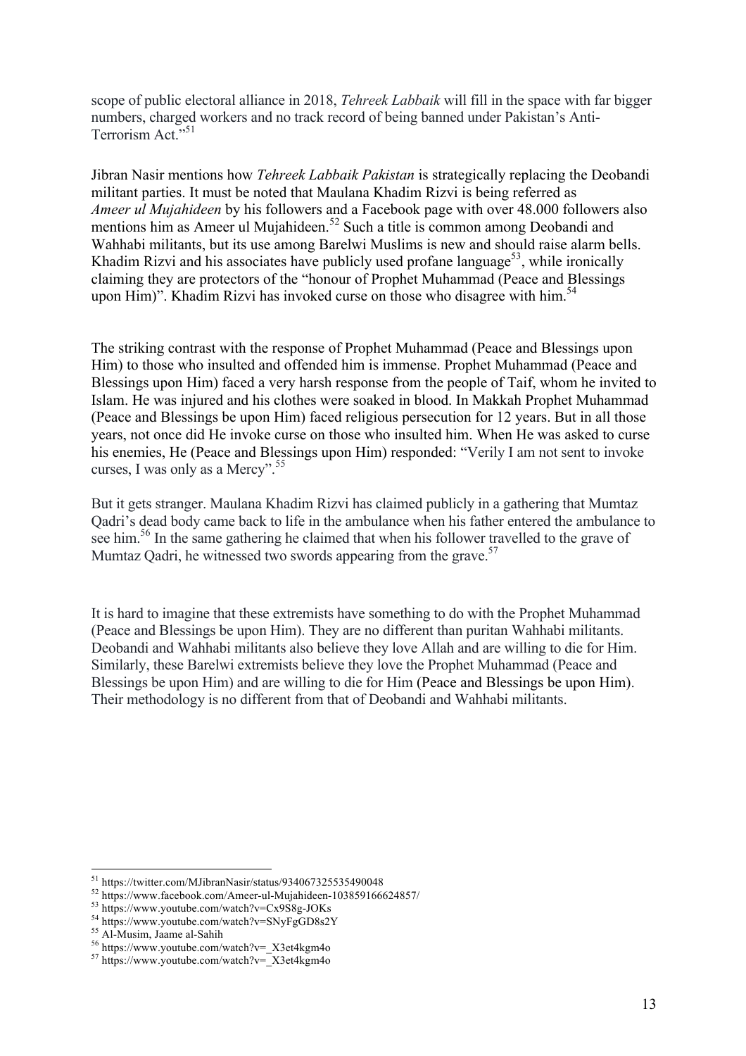scope of public electoral alliance in 2018, *Tehreek Labbaik* will fill in the space with far bigger numbers, charged workers and no track record of being banned under Pakistan's Anti-Terrorism Act."[51]

Jibran Nasir mentions how *Tehreek Labbaik Pakistan* is strategically replacing the Deobandi militant parties. It must be noted that Maulana Khadim Rizvi is being referred as *Ameer ul Mujahideen* by his followers and a Facebook page with over 48.000 followers also mentions him as Ameer ul Mujahideen.[52] Such a title is common among Deobandi and Wahhabi militants, but its use among Barelwi Muslims is new and should raise alarm bells. Khadim Rizvi and his associates have publicly used profane language[53], while ironically claiming they are protectors of the "honour of Prophet Muhammad (Peace and Blessings upon Him)". Khadim Rizvi has invoked curse on those who disagree with him.[54]

The striking contrast with the response of Prophet Muhammad (Peace and Blessings upon Him) to those who insulted and offended him is immense. Prophet Muhammad (Peace and Blessings upon Him) faced a very harsh response from the people of Taif, whom he invited to Islam. He was injured and his clothes were soaked in blood. In Makkah Prophet Muhammad (Peace and Blessings be upon Him) faced religious persecution for 12 years. But in all those years, not once did He invoke curse on those who insulted him. When He was asked to curse his enemies, He (Peace and Blessings upon Him) responded: "Verily I am not sent to invoke curses, I was only as a Mercy".[55]

But it gets stranger. Maulana Khadim Rizvi has claimed publicly in a gathering that Mumtaz Qadri's dead body came back to life in the ambulance when his father entered the ambulance to see him.[56] In the same gathering he claimed that when his follower travelled to the grave of Mumtaz Qadri, he witnessed two swords appearing from the grave.[57]

It is hard to imagine that these extremists have something to do with the Prophet Muhammad (Peace and Blessings be upon Him). They are no different than puritan Wahhabi militants. Deobandi and Wahhabi militants also believe they love Allah and are willing to die for Him. Similarly, these Barelwi extremists believe they love the Prophet Muhammad (Peace and Blessings be upon Him) and are willing to die for Him (Peace and Blessings be upon Him). Their methodology is no different from that of Deobandi and Wahhabi militants.

---

[51] https://twitter.com/MJibranNasir/status/934067325535490048

[52] https://www.facebook.com/Ameer-ul-Mujahideen-103859166624857/

[53] https://www.youtube.com/watch?v=Cx9S8g-JOKs

[54] https://www.youtube.com/watch?v=SNyFgGD8s2Y

[55] Al-Musim, Jaame al-Sahih

[56] https://www.youtube.com/watch?v=_X3et4kgm4o

[57] https://www.youtube.com/watch?v=_X3et4kgm4o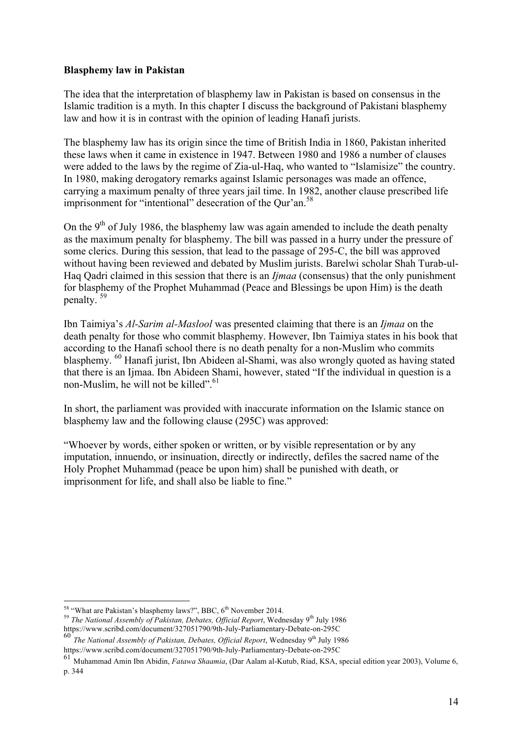**Blasphemy law in Pakistan**

The idea that the interpretation of blasphemy law in Pakistan is based on consensus in the Islamic tradition is a myth. In this chapter I discuss the background of Pakistani blasphemy law and how it is in contrast with the opinion of leading Hanafi jurists.

The blasphemy law has its origin since the time of British India in 1860, Pakistan inherited these laws when it came in existence in 1947. Between 1980 and 1986 a number of clauses were added to the laws by the regime of Zia-ul-Haq, who wanted to "Islamisize" the country. In 1980, making derogatory remarks against Islamic personages was made an offence, carrying a maximum penalty of three years jail time. In 1982, another clause prescribed life imprisonment for "intentional" desecration of the Qur'an.[58]

On the 9th of July 1986, the blasphemy law was again amended to include the death penalty as the maximum penalty for blasphemy. The bill was passed in a hurry under the pressure of some clerics. During this session, that lead to the passage of 295-C, the bill was approved without having been reviewed and debated by Muslim jurists. Barelwi scholar Shah Turab-ul-Haq Qadri claimed in this session that there is an *Ijmaa* (consensus) that the only punishment for blasphemy of the Prophet Muhammad (Peace and Blessings be upon Him) is the death penalty. [59]

Ibn Taimiya's *Al-Sarim al-Maslool* was presented claiming that there is an *Ijmaa* on the death penalty for those who commit blasphemy. However, Ibn Taimiya states in his book that according to the Hanafi school there is no death penalty for a non-Muslim who commits blasphemy. [60] Hanafi jurist, Ibn Abideen al-Shami, was also wrongly quoted as having stated that there is an Ijmaa. Ibn Abideen Shami, however, stated "If the individual in question is a non-Muslim, he will not be killed".[61]

In short, the parliament was provided with inaccurate information on the Islamic stance on blasphemy law and the following clause (295C) was approved:

"Whoever by words, either spoken or written, or by visible representation or by any imputation, innuendo, or insinuation, directly or indirectly, defiles the sacred name of the Holy Prophet Muhammad (peace be upon him) shall be punished with death, or imprisonment for life, and shall also be liable to fine."

---

[58] "What are Pakistan's blasphemy laws?", BBC, 6th November 2014.

[59] *The National Assembly of Pakistan, Debates, Official Report*, Wednesday 9th July 1986 https://www.scribd.com/document/327051790/9th-July-Parliamentary-Debate-on-295C

[60] *The National Assembly of Pakistan, Debates, Official Report*, Wednesday 9th July 1986 https://www.scribd.com/document/327051790/9th-July-Parliamentary-Debate-on-295C

[61] Muhammad Amin Ibn Abidin, *Fatawa Shaamia*, (Dar Aalam al-Kutub, Riad, KSA, special edition year 2003), Volume 6, p. 344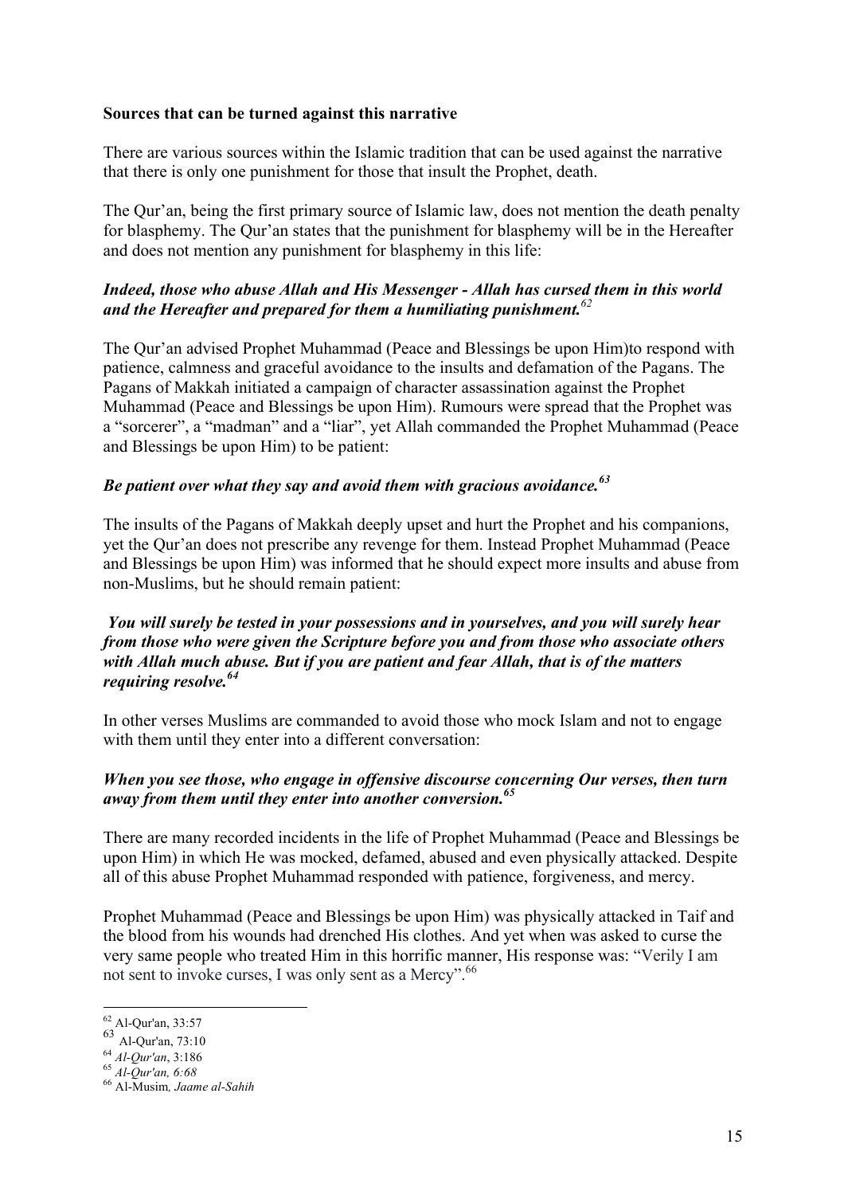**Sources that can be turned against this narrative**

There are various sources within the Islamic tradition that can be used against the narrative that there is only one punishment for those that insult the Prophet, death.

The Qur'an, being the first primary source of Islamic law, does not mention the death penalty for blasphemy. The Qur'an states that the punishment for blasphemy will be in the Hereafter and does not mention any punishment for blasphemy in this life:

***Indeed, those who abuse Allah and His Messenger - Allah has cursed them in this world and the Hereafter and prepared for them a humiliating punishment.***[62]

The Qur'an advised Prophet Muhammad (Peace and Blessings be upon Him)to respond with patience, calmness and graceful avoidance to the insults and defamation of the Pagans. The Pagans of Makkah initiated a campaign of character assassination against the Prophet Muhammad (Peace and Blessings be upon Him). Rumours were spread that the Prophet was a "sorcerer", a "madman" and a "liar", yet Allah commanded the Prophet Muhammad (Peace and Blessings be upon Him) to be patient:

***Be patient over what they say and avoid them with gracious avoidance.***[63]

The insults of the Pagans of Makkah deeply upset and hurt the Prophet and his companions, yet the Qur'an does not prescribe any revenge for them. Instead Prophet Muhammad (Peace and Blessings be upon Him) was informed that he should expect more insults and abuse from non-Muslims, but he should remain patient:

***You will surely be tested in your possessions and in yourselves, and you will surely hear from those who were given the Scripture before you and from those who associate others with Allah much abuse. But if you are patient and fear Allah, that is of the matters requiring resolve.***[64]

In other verses Muslims are commanded to avoid those who mock Islam and not to engage with them until they enter into a different conversation:

***When you see those, who engage in offensive discourse concerning Our verses, then turn away from them until they enter into another conversion.***[65]

There are many recorded incidents in the life of Prophet Muhammad (Peace and Blessings be upon Him) in which He was mocked, defamed, abused and even physically attacked. Despite all of this abuse Prophet Muhammad responded with patience, forgiveness, and mercy.

Prophet Muhammad (Peace and Blessings be upon Him) was physically attacked in Taif and the blood from his wounds had drenched His clothes. And yet when was asked to curse the very same people who treated Him in this horrific manner, His response was: "Verily I am not sent to invoke curses, I was only sent as a Mercy".[66]

---

[62] Al-Qur'an, 33:57

[63] Al-Qur'an, 73:10

[64] *Al-Qur'an*, 3:186

[65] *Al-Qur'an, 6:68*

[66] Al-Musim*, Jaame al-Sahih*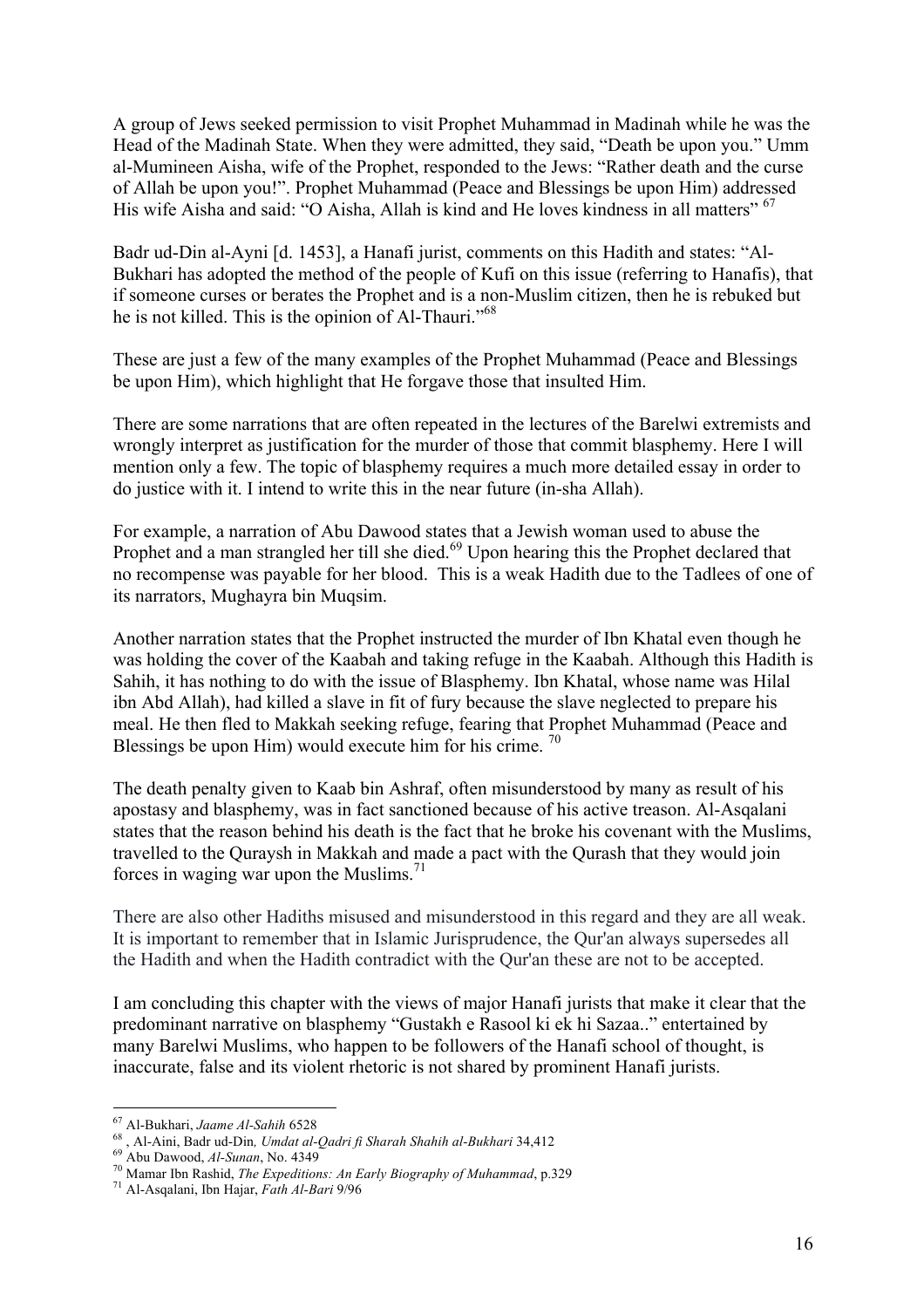A group of Jews seeked permission to visit Prophet Muhammad in Madinah while he was the Head of the Madinah State. When they were admitted, they said, "Death be upon you." Umm al-Mumineen Aisha, wife of the Prophet, responded to the Jews: "Rather death and the curse of Allah be upon you!". Prophet Muhammad (Peace and Blessings be upon Him) addressed His wife Aisha and said: "O Aisha, Allah is kind and He loves kindness in all matters" [67]

Badr ud-Din al-Ayni [d. 1453], a Hanafi jurist, comments on this Hadith and states: "Al-Bukhari has adopted the method of the people of Kufi on this issue (referring to Hanafis), that if someone curses or berates the Prophet and is a non-Muslim citizen, then he is rebuked but he is not killed. This is the opinion of Al-Thauri."[68]

These are just a few of the many examples of the Prophet Muhammad (Peace and Blessings be upon Him), which highlight that He forgave those that insulted Him.

There are some narrations that are often repeated in the lectures of the Barelwi extremists and wrongly interpret as justification for the murder of those that commit blasphemy. Here I will mention only a few. The topic of blasphemy requires a much more detailed essay in order to do justice with it. I intend to write this in the near future (in-sha Allah).

For example, a narration of Abu Dawood states that a Jewish woman used to abuse the Prophet and a man strangled her till she died.[69] Upon hearing this the Prophet declared that no recompense was payable for her blood. This is a weak Hadith due to the Tadlees of one of its narrators, Mughayra bin Muqsim.

Another narration states that the Prophet instructed the murder of Ibn Khatal even though he was holding the cover of the Kaabah and taking refuge in the Kaabah. Although this Hadith is Sahih, it has nothing to do with the issue of Blasphemy. Ibn Khatal, whose name was Hilal ibn Abd Allah), had killed a slave in fit of fury because the slave neglected to prepare his meal. He then fled to Makkah seeking refuge, fearing that Prophet Muhammad (Peace and Blessings be upon Him) would execute him for his crime. [70]

The death penalty given to Kaab bin Ashraf, often misunderstood by many as result of his apostasy and blasphemy, was in fact sanctioned because of his active treason. Al-Asqalani states that the reason behind his death is the fact that he broke his covenant with the Muslims, travelled to the Quraysh in Makkah and made a pact with the Qurash that they would join forces in waging war upon the Muslims.[71]

There are also other Hadiths misused and misunderstood in this regard and they are all weak. It is important to remember that in Islamic Jurisprudence, the Qur'an always supersedes all the Hadith and when the Hadith contradict with the Qur'an these are not to be accepted.

I am concluding this chapter with the views of major Hanafi jurists that make it clear that the predominant narrative on blasphemy "Gustakh e Rasool ki ek hi Sazaa.." entertained by many Barelwi Muslims, who happen to be followers of the Hanafi school of thought, is inaccurate, false and its violent rhetoric is not shared by prominent Hanafi jurists.

---

[67] Al-Bukhari, *Jaame Al-Sahih* 6528

[68] , Al-Aini, Badr ud-Din*, Umdat al-Qadri fi Sharah Shahih al-Bukhari* 34,412

[69] Abu Dawood, *Al-Sunan*, No. 4349

[70] Mamar Ibn Rashid, *The Expeditions: An Early Biography of Muhammad*, p.329

[71] Al-Asqalani, Ibn Hajar, *Fath Al-Bari* 9/96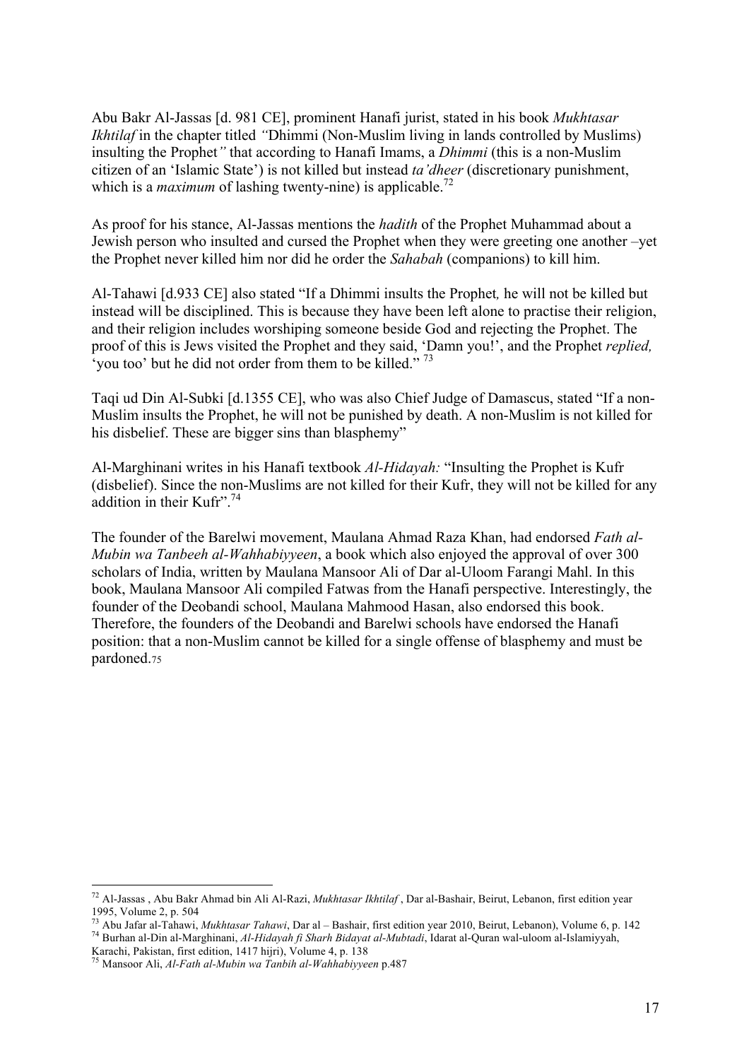Abu Bakr Al-Jassas [d. 981 CE], prominent Hanafi jurist, stated in his book *Mukhtasar Ikhtilaf* in the chapter titled *"*Dhimmi (Non-Muslim living in lands controlled by Muslims) insulting the Prophet*"* that according to Hanafi Imams, a *Dhimmi* (this is a non-Muslim citizen of an 'Islamic State') is not killed but instead *ta'dheer* (discretionary punishment, which is a *maximum* of lashing twenty-nine) is applicable.[72]

As proof for his stance, Al-Jassas mentions the *hadith* of the Prophet Muhammad about a Jewish person who insulted and cursed the Prophet when they were greeting one another –yet the Prophet never killed him nor did he order the *Sahabah* (companions) to kill him.

Al-Tahawi [d.933 CE] also stated "If a Dhimmi insults the Prophet*,* he will not be killed but instead will be disciplined. This is because they have been left alone to practise their religion, and their religion includes worshiping someone beside God and rejecting the Prophet. The proof of this is Jews visited the Prophet and they said, 'Damn you!', and the Prophet *replied,* 'you too' but he did not order from them to be killed." [73]

Taqi ud Din Al-Subki [d.1355 CE], who was also Chief Judge of Damascus, stated "If a non-Muslim insults the Prophet, he will not be punished by death. A non-Muslim is not killed for his disbelief. These are bigger sins than blasphemy"

Al-Marghinani writes in his Hanafi textbook *Al-Hidayah:* "Insulting the Prophet is Kufr (disbelief). Since the non-Muslims are not killed for their Kufr, they will not be killed for any addition in their Kufr".[74]

The founder of the Barelwi movement, Maulana Ahmad Raza Khan, had endorsed *Fath al-Mubin wa Tanbeeh al-Wahhabiyyeen*, a book which also enjoyed the approval of over 300 scholars of India, written by Maulana Mansoor Ali of Dar al-Uloom Farangi Mahl. In this book, Maulana Mansoor Ali compiled Fatwas from the Hanafi perspective. Interestingly, the founder of the Deobandi school, Maulana Mahmood Hasan, also endorsed this book. Therefore, the founders of the Deobandi and Barelwi schools have endorsed the Hanafi position: that a non-Muslim cannot be killed for a single offense of blasphemy and must be pardoned.[75]

---

[72] Al-Jassas , Abu Bakr Ahmad bin Ali Al-Razi, *Mukhtasar Ikhtilaf* , Dar al-Bashair, Beirut, Lebanon, first edition year 1995, Volume 2, p. 504

[73] Abu Jafar al-Tahawi, *Mukhtasar Tahawi*, Dar al – Bashair, first edition year 2010, Beirut, Lebanon), Volume 6, p. 142

[74] Burhan al-Din al-Marghinani, *Al-Hidayah fi Sharh Bidayat al-Mubtadi*, Idarat al-Quran wal-uloom al-Islamiyyah, Karachi, Pakistan, first edition, 1417 hijri), Volume 4, p. 138

[75] Mansoor Ali, *Al-Fath al-Mubin wa Tanbih al-Wahhabiyyeen* p.487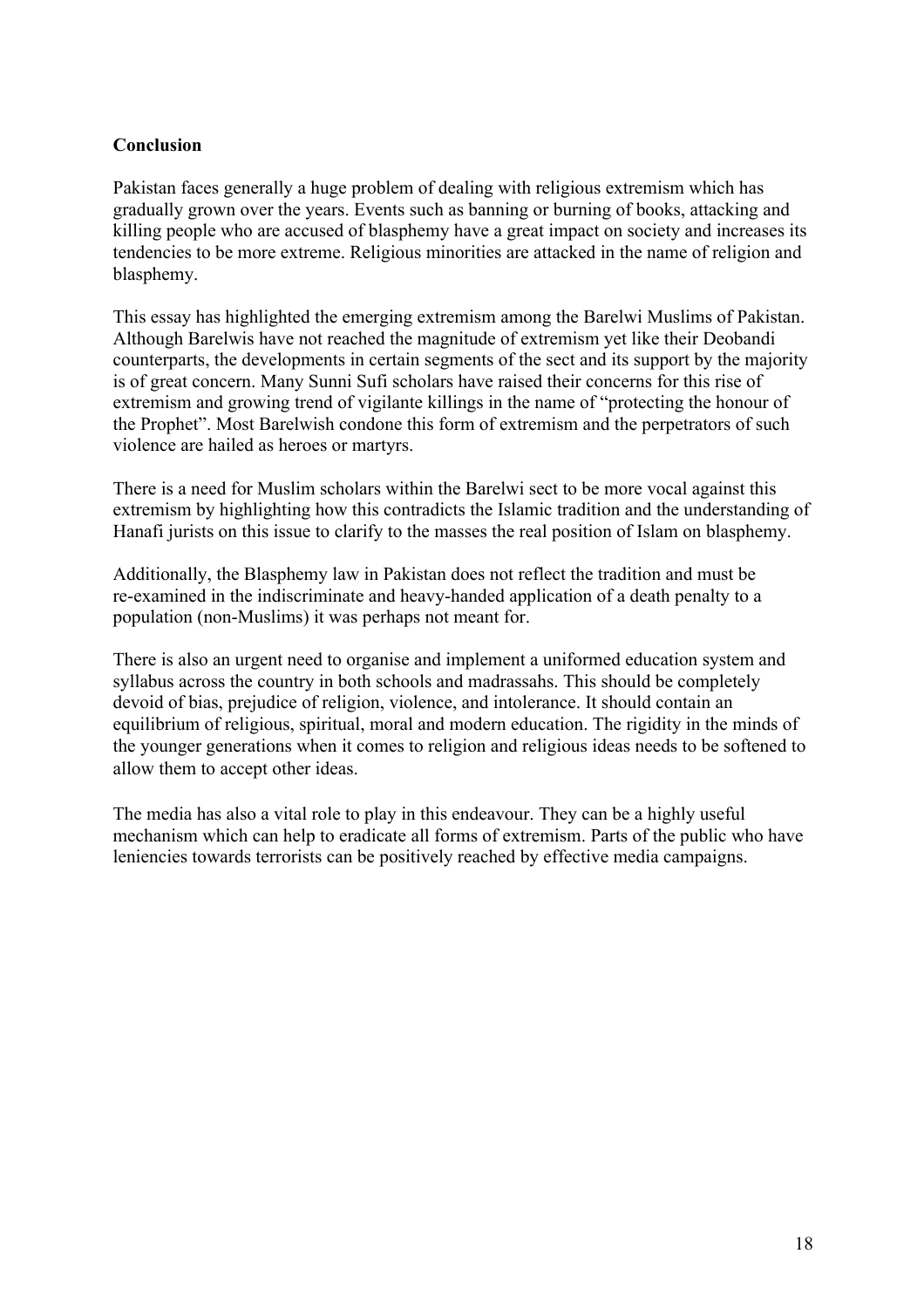**Conclusion**

Pakistan faces generally a huge problem of dealing with religious extremism which has gradually grown over the years. Events such as banning or burning of books, attacking and killing people who are accused of blasphemy have a great impact on society and increases its tendencies to be more extreme. Religious minorities are attacked in the name of religion and blasphemy.

This essay has highlighted the emerging extremism among the Barelwi Muslims of Pakistan. Although Barelwis have not reached the magnitude of extremism yet like their Deobandi counterparts, the developments in certain segments of the sect and its support by the majority is of great concern. Many Sunni Sufi scholars have raised their concerns for this rise of extremism and growing trend of vigilante killings in the name of "protecting the honour of the Prophet". Most Barelwish condone this form of extremism and the perpetrators of such violence are hailed as heroes or martyrs.

There is a need for Muslim scholars within the Barelwi sect to be more vocal against this extremism by highlighting how this contradicts the Islamic tradition and the understanding of Hanafi jurists on this issue to clarify to the masses the real position of Islam on blasphemy.

Additionally, the Blasphemy law in Pakistan does not reflect the tradition and must be re-examined in the indiscriminate and heavy-handed application of a death penalty to a population (non-Muslims) it was perhaps not meant for.

There is also an urgent need to organise and implement a uniformed education system and syllabus across the country in both schools and madrassahs. This should be completely devoid of bias, prejudice of religion, violence, and intolerance. It should contain an equilibrium of religious, spiritual, moral and modern education. The rigidity in the minds of the younger generations when it comes to religion and religious ideas needs to be softened to allow them to accept other ideas.

The media has also a vital role to play in this endeavour. They can be a highly useful mechanism which can help to eradicate all forms of extremism. Parts of the public who have leniencies towards terrorists can be positively reached by effective media campaigns.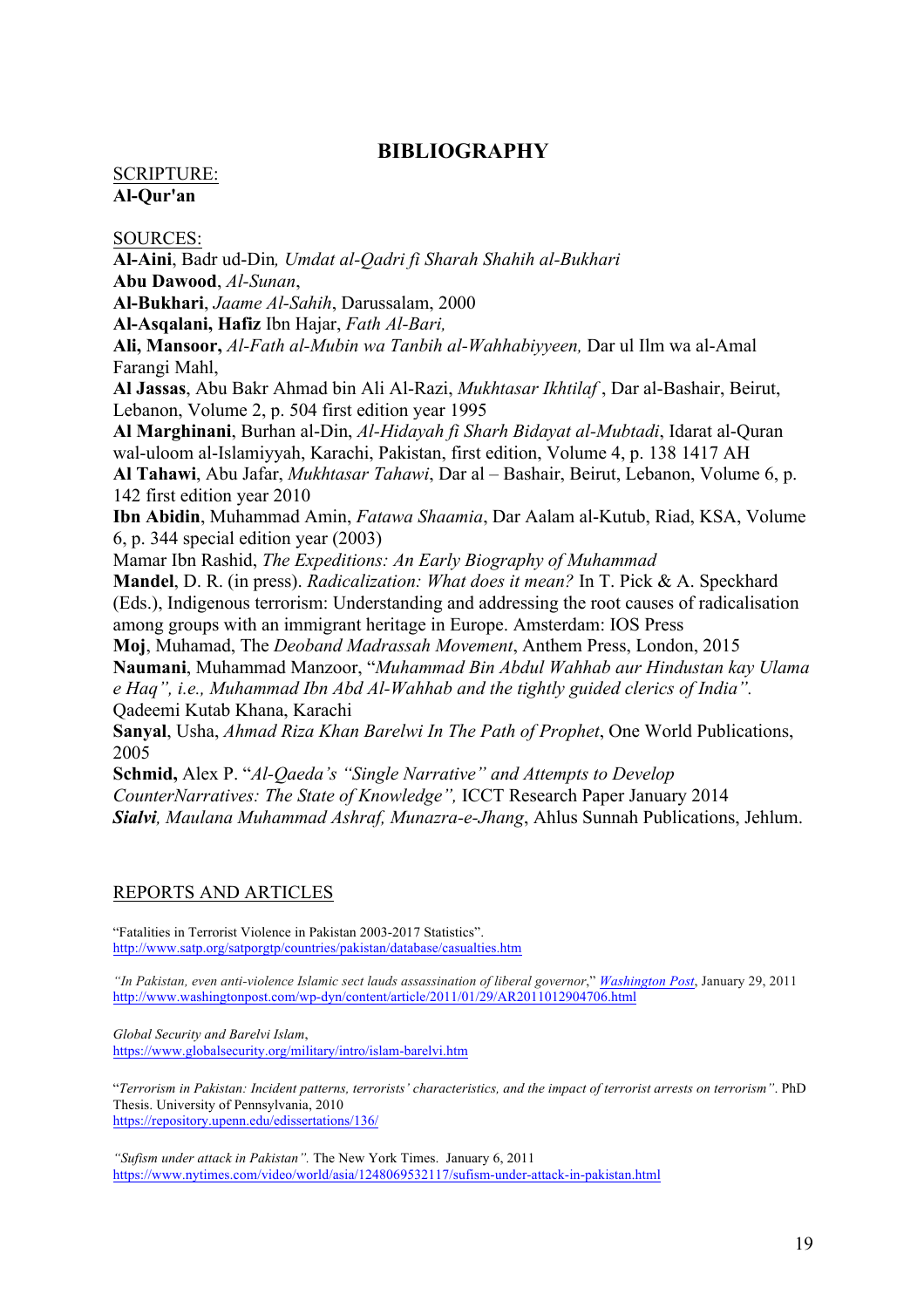## BIBLIOGRAPHY

SCRIPTURE:
**Al-Qur'an**

SOURCES:
**Al-Aini**, Badr ud-Din*, Umdat al-Qadri fi Sharah Shahih al-Bukhari*
**Abu Dawood**, *Al-Sunan*,
**Al-Bukhari**, *Jaame Al-Sahih*, Darussalam, 2000
**Al-Asqalani, Hafiz** Ibn Hajar, *Fath Al-Bari,*
**Ali, Mansoor,** *Al-Fath al-Mubin wa Tanbih al-Wahhabiyyeen,* Dar ul Ilm wa al-Amal Farangi Mahl,
**Al Jassas**, Abu Bakr Ahmad bin Ali Al-Razi, *Mukhtasar Ikhtilaf* , Dar al-Bashair, Beirut, Lebanon, Volume 2, p. 504 first edition year 1995
**Al Marghinani**, Burhan al-Din, *Al-Hidayah fi Sharh Bidayat al-Mubtadi*, Idarat al-Quran wal-uloom al-Islamiyyah, Karachi, Pakistan, first edition, Volume 4, p. 138 1417 AH
**Al Tahawi**, Abu Jafar, *Mukhtasar Tahawi*, Dar al – Bashair, Beirut, Lebanon, Volume 6, p. 142 first edition year 2010
**Ibn Abidin**, Muhammad Amin, *Fatawa Shaamia*, Dar Aalam al-Kutub, Riad, KSA, Volume 6, p. 344 special edition year (2003)
Mamar Ibn Rashid, *The Expeditions: An Early Biography of Muhammad*
**Mandel**, D. R. (in press). *Radicalization: What does it mean?* In T. Pick & A. Speckhard (Eds.), Indigenous terrorism: Understanding and addressing the root causes of radicalisation among groups with an immigrant heritage in Europe. Amsterdam: IOS Press
**Moj**, Muhamad, The *Deoband Madrassah Movement*, Anthem Press, London, 2015
**Naumani**, Muhammad Manzoor, "*Muhammad Bin Abdul Wahhab aur Hindustan kay Ulama e Haq", i.e., Muhammad Ibn Abd Al-Wahhab and the tightly guided clerics of India".* Qadeemi Kutab Khana, Karachi
**Sanyal**, Usha, *Ahmad Riza Khan Barelwi In The Path of Prophet*, One World Publications, 2005
**Schmid,** Alex P. "*Al-Qaeda's "Single Narrative" and Attempts to Develop CounterNarratives: The State of Knowledge",* ICCT Research Paper January 2014
***Sialvi****, Maulana Muhammad Ashraf, Munazra-e-Jhang*, Ahlus Sunnah Publications, Jehlum.

REPORTS AND ARTICLES

"Fatalities in Terrorist Violence in Pakistan 2003-2017 Statistics".
http://www.satp.org/satporgtp/countries/pakistan/database/casualties.htm

*"In Pakistan, even anti-violence Islamic sect lauds assassination of liberal governor*," *Washington Post*, January 29, 2011
http://www.washingtonpost.com/wp-dyn/content/article/2011/01/29/AR2011012904706.html

*Global Security and Barelvi Islam*,
https://www.globalsecurity.org/military/intro/islam-barelvi.htm

"*Terrorism in Pakistan: Incident patterns, terrorists' characteristics, and the impact of terrorist arrests on terrorism*". PhD Thesis. University of Pennsylvania, 2010
https://repository.upenn.edu/edissertations/136/

*"Sufism under attack in Pakistan".* The New York Times. January 6, 2011
https://www.nytimes.com/video/world/asia/1248069532117/sufism-under-attack-in-pakistan.html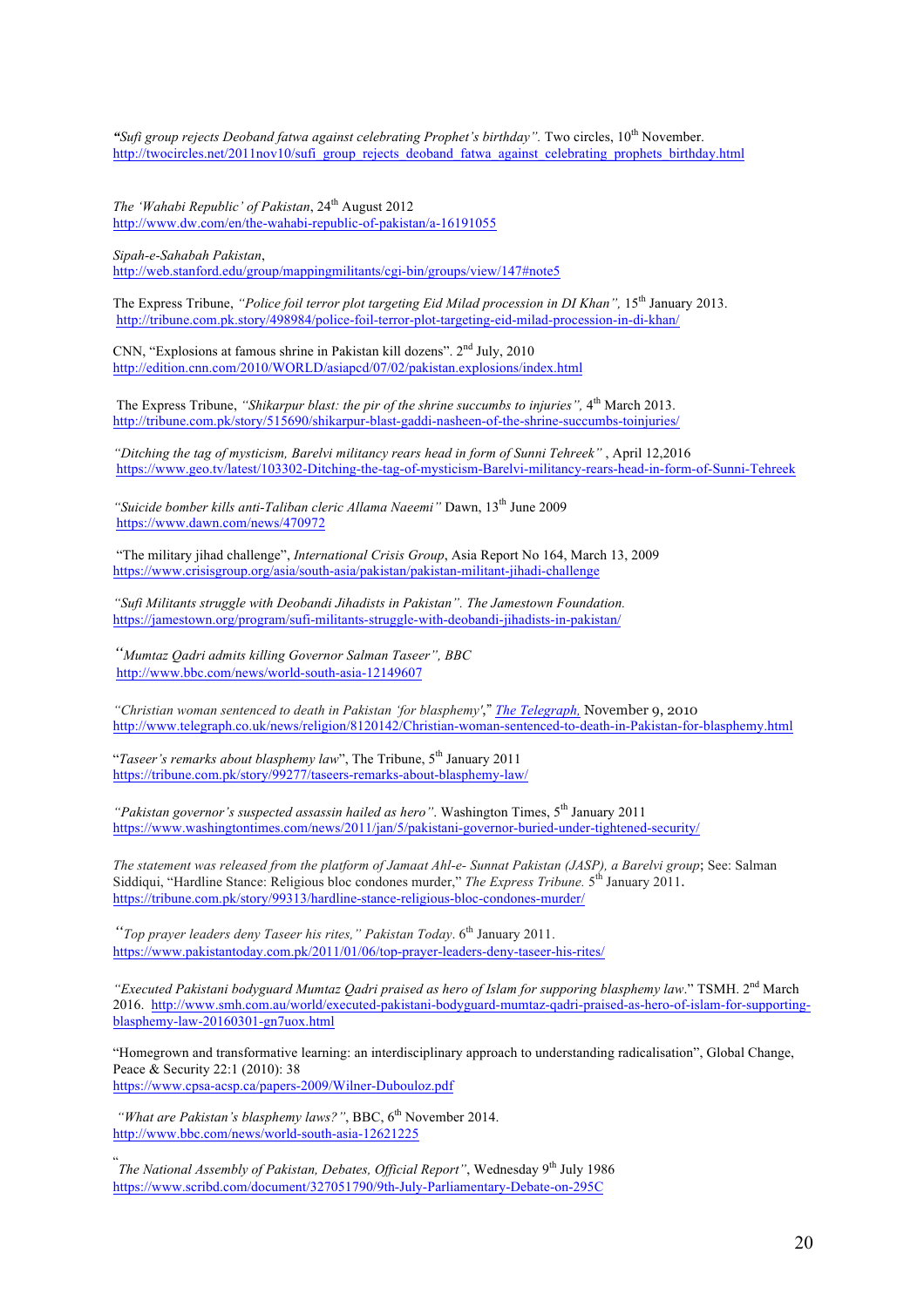*"Sufi group rejects Deoband fatwa against celebrating Prophet's birthday".* Two circles, 10th November.
http://twocircles.net/2011nov10/sufi_group_rejects_deoband_fatwa_against_celebrating_prophets_birthday.html

*The 'Wahabi Republic' of Pakistan*, 24th August 2012
http://www.dw.com/en/the-wahabi-republic-of-pakistan/a-16191055

*Sipah-e-Sahabah Pakistan*,
http://web.stanford.edu/group/mappingmilitants/cgi-bin/groups/view/147#note5

The Express Tribune, *"Police foil terror plot targeting Eid Milad procession in DI Khan",* 15th January 2013.
http://tribune.com.pk.story/498984/police-foil-terror-plot-targeting-eid-milad-procession-in-di-khan/

CNN, "Explosions at famous shrine in Pakistan kill dozens". 2nd July, 2010
http://edition.cnn.com/2010/WORLD/asiapcd/07/02/pakistan.explosions/index.html

The Express Tribune, *"Shikarpur blast: the pir of the shrine succumbs to injuries",* 4th March 2013.
http://tribune.com.pk/story/515690/shikarpur-blast-gaddi-nasheen-of-the-shrine-succumbs-toinjuries/

*"Ditching the tag of mysticism, Barelvi militancy rears head in form of Sunni Tehreek"* , April 12,2016
https://www.geo.tv/latest/103302-Ditching-the-tag-of-mysticism-Barelvi-militancy-rears-head-in-form-of-Sunni-Tehreek

*"Suicide bomber kills anti-Taliban cleric Allama Naeemi"* Dawn, 13th June 2009
https://www.dawn.com/news/470972

"The military jihad challenge", *International Crisis Group*, Asia Report No 164, March 13, 2009
https://www.crisisgroup.org/asia/south-asia/pakistan/pakistan-militant-jihadi-challenge

*"Sufi Militants struggle with Deobandi Jihadists in Pakistan". The Jamestown Foundation.*
https://jamestown.org/program/sufi-militants-struggle-with-deobandi-jihadists-in-pakistan/

*"Mumtaz Qadri admits killing Governor Salman Taseer", BBC*
http://www.bbc.com/news/world-south-asia-12149607

*"Christian woman sentenced to death in Pakistan 'for blasphemy',"* *The Telegraph,* November 9, 2010
http://www.telegraph.co.uk/news/religion/8120142/Christian-woman-sentenced-to-death-in-Pakistan-for-blasphemy.html

"*Taseer's remarks about blasphemy law*", The Tribune, 5th January 2011
https://tribune.com.pk/story/99277/taseers-remarks-about-blasphemy-law/

*"Pakistan governor's suspected assassin hailed as hero".* Washington Times, 5th January 2011
https://www.washingtontimes.com/news/2011/jan/5/pakistani-governor-buried-under-tightened-security/

*The statement was released from the platform of Jamaat Ahl-e- Sunnat Pakistan (JASP), a Barelvi group*; See: Salman Siddiqui, "Hardline Stance: Religious bloc condones murder," *The Express Tribune.* 5th January 2011.
https://tribune.com.pk/story/99313/hardline-stance-religious-bloc-condones-murder/

*"Top prayer leaders deny Taseer his rites," Pakistan Today*. 6th January 2011.
https://www.pakistantoday.com.pk/2011/01/06/top-prayer-leaders-deny-taseer-his-rites/

*"Executed Pakistani bodyguard Mumtaz Qadri praised as hero of Islam for supporing blasphemy law.*" TSMH. 2nd March 2016. http://www.smh.com.au/world/executed-pakistani-bodyguard-mumtaz-qadri-praised-as-hero-of-islam-for-supporting-blasphemy-law-20160301-gn7uox.html

"Homegrown and transformative learning: an interdisciplinary approach to understanding radicalisation", Global Change, Peace & Security 22:1 (2010): 38
https://www.cpsa-acsp.ca/papers-2009/Wilner-Dubouloz.pdf

*"What are Pakistan's blasphemy laws?"*, BBC, 6th November 2014.
http://www.bbc.com/news/world-south-asia-12621225

*"The National Assembly of Pakistan, Debates, Official Report"*, Wednesday 9th July 1986
https://www.scribd.com/document/327051790/9th-July-Parliamentary-Debate-on-295C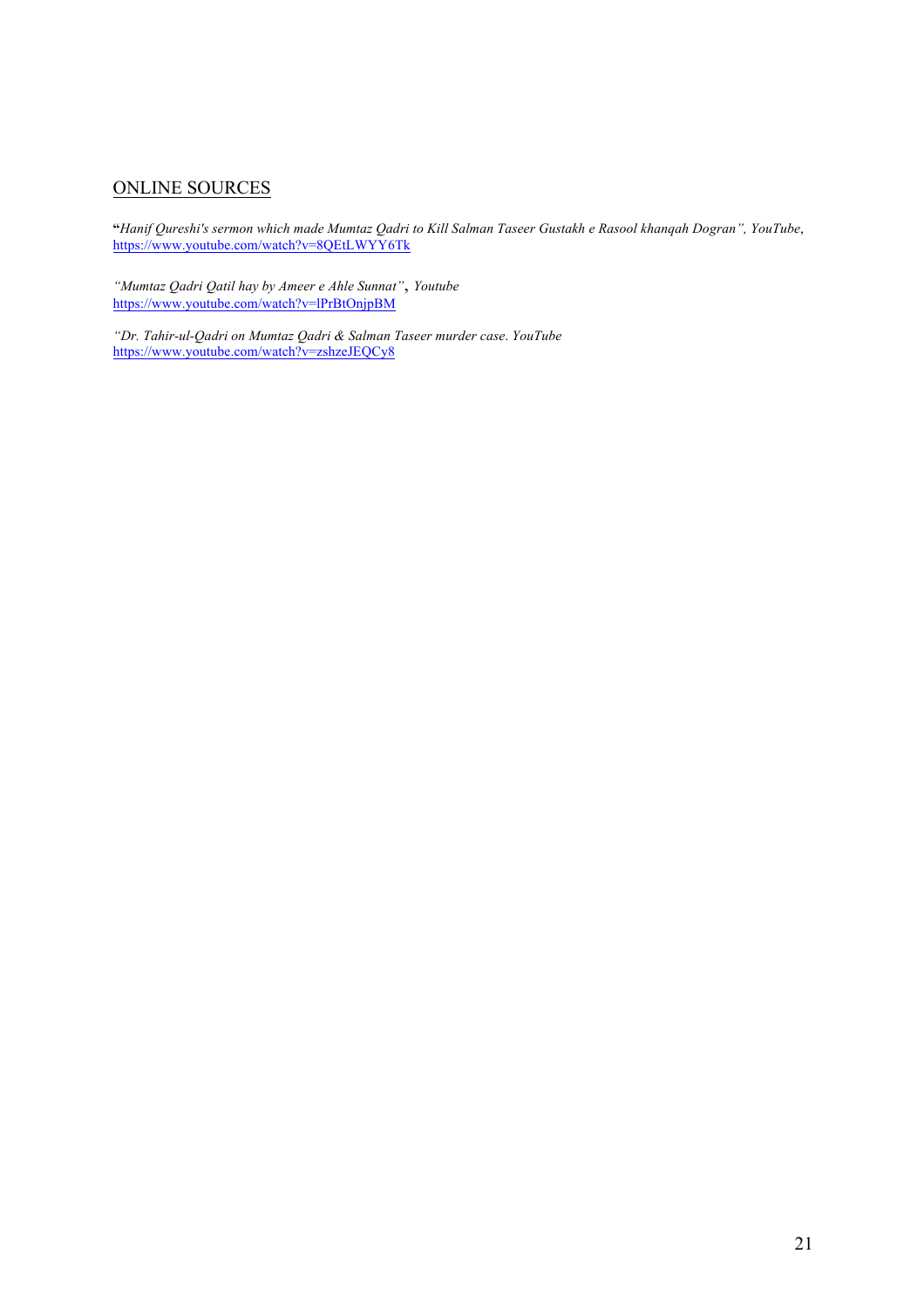## ONLINE SOURCES

"*Hanif Qureshi's sermon which made Mumtaz Qadri to Kill Salman Taseer Gustakh e Rasool khanqah Dogran", YouTube*,
https://www.youtube.com/watch?v=8QEtLWYY6Tk

*"Mumtaz Qadri Qatil hay by Ameer e Ahle Sunnat"*, *Youtube*
https://www.youtube.com/watch?v=lPrBtOnjpBM

*"Dr. Tahir-ul-Qadri on Mumtaz Qadri & Salman Taseer murder case. YouTube*
https://www.youtube.com/watch?v=zshzeJEQCy8